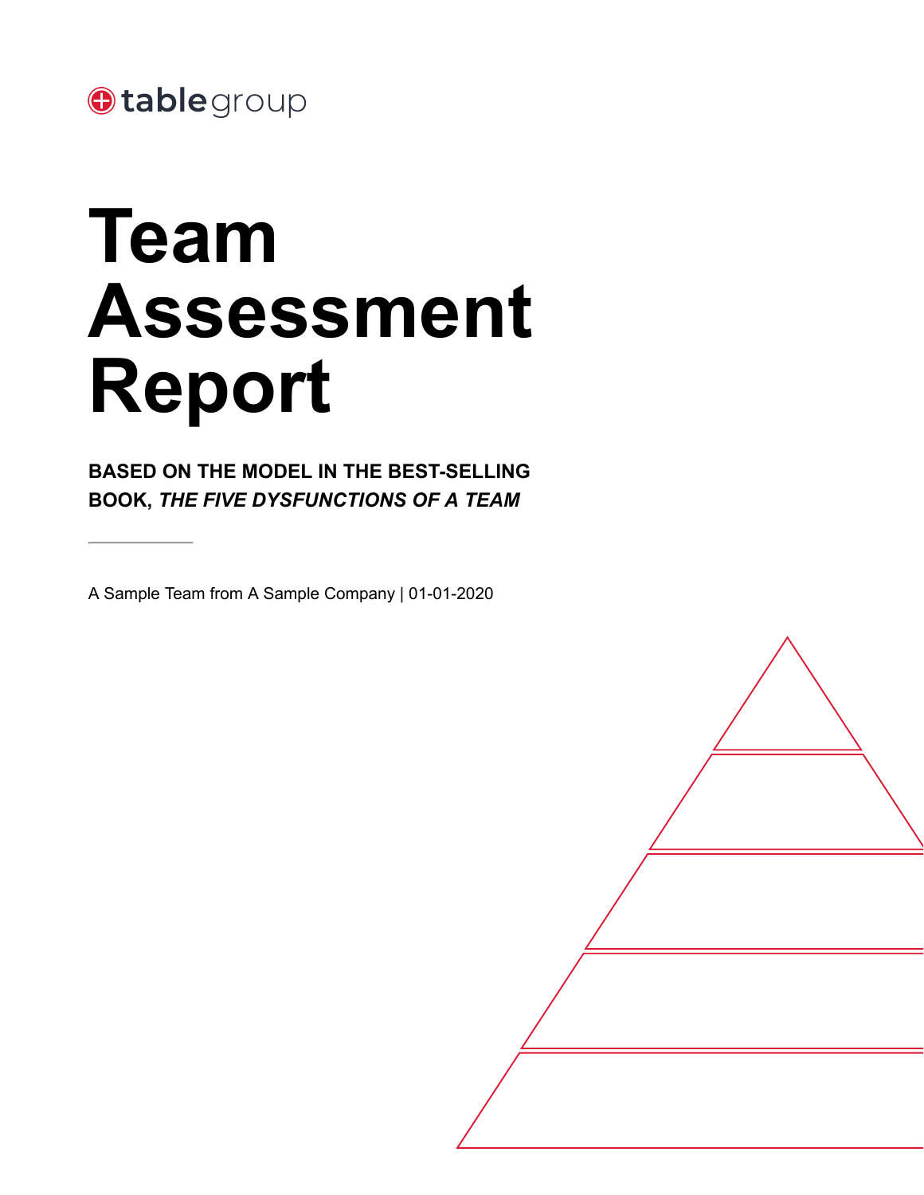tablegroup

# Team Assessment Report

**BASED ON THE MODEL IN THE BEST-SELLING BOOK, *THE FIVE DYSFUNCTIONS OF A TEAM***

A Sample Team from A Sample Company | 01-01-2020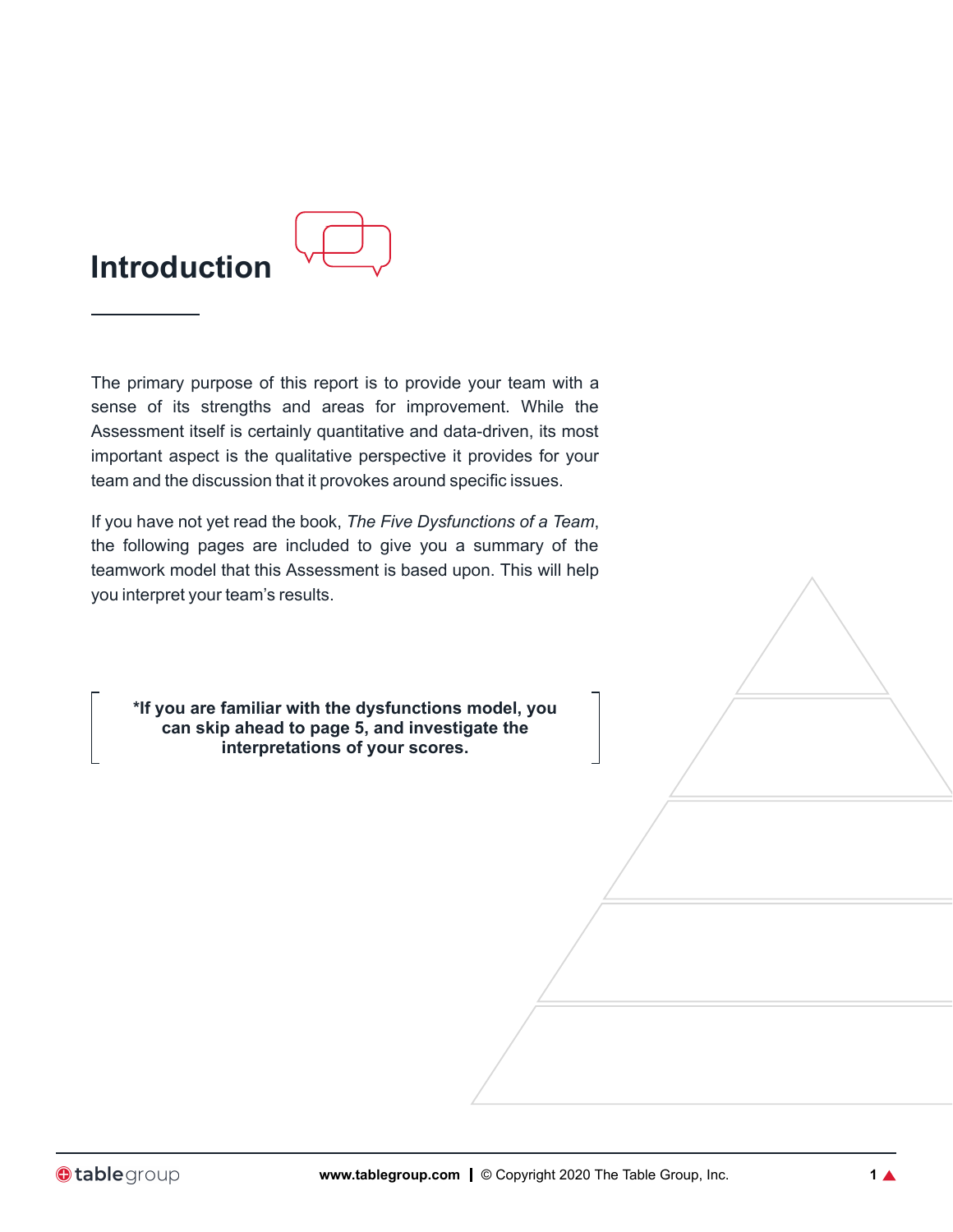# Introduction

The primary purpose of this report is to provide your team with a sense of its strengths and areas for improvement. While the Assessment itself is certainly quantitative and data-driven, its most important aspect is the qualitative perspective it provides for your team and the discussion that it provokes around specific issues.

If you have not yet read the book, *The Five Dysfunctions of a Team*, the following pages are included to give you a summary of the teamwork model that this Assessment is based upon. This will help you interpret your team's results.

**\*If you are familiar with the dysfunctions model, you can skip ahead to page 5, and investigate the interpretations of your scores.**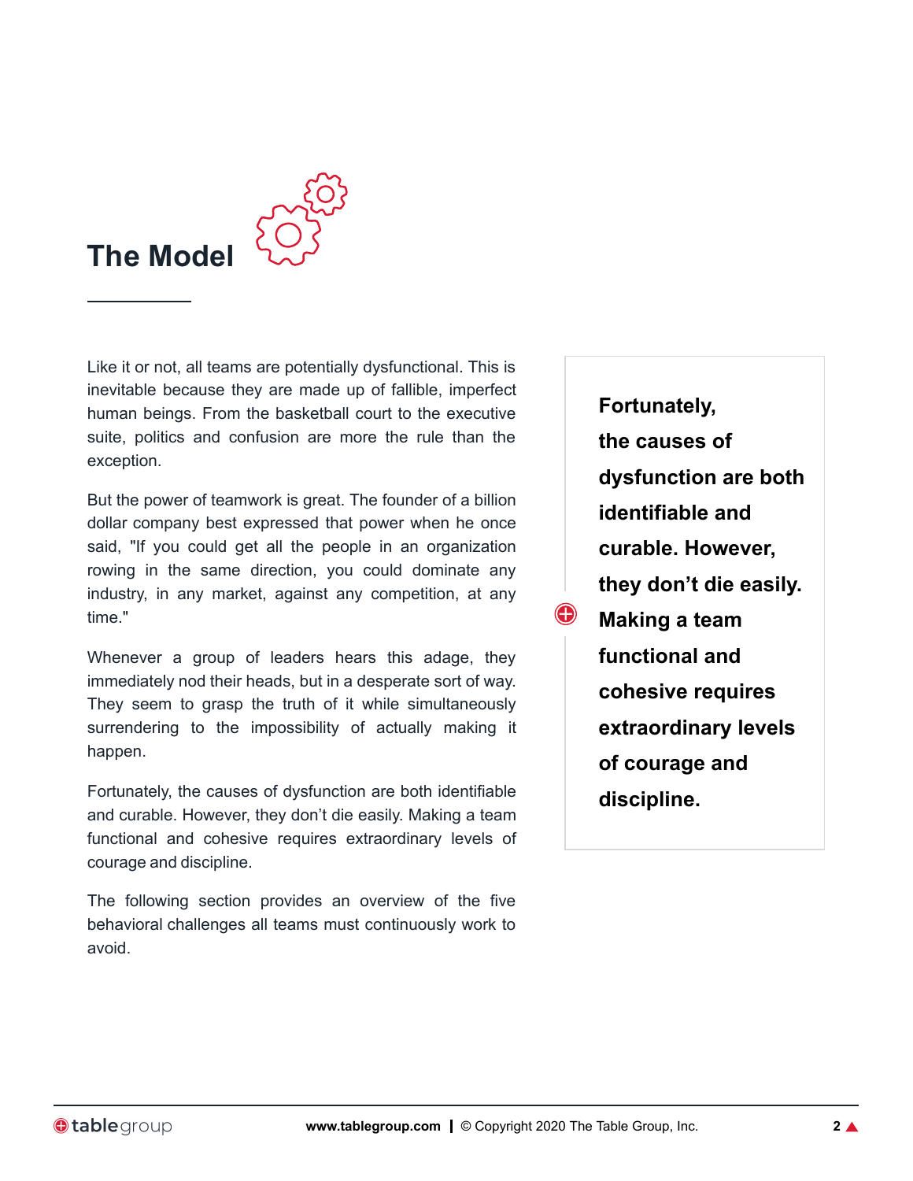# The Model

Like it or not, all teams are potentially dysfunctional. This is inevitable because they are made up of fallible, imperfect human beings. From the basketball court to the executive suite, politics and confusion are more the rule than the exception.

But the power of teamwork is great. The founder of a billion dollar company best expressed that power when he once said, "If you could get all the people in an organization rowing in the same direction, you could dominate any industry, in any market, against any competition, at any time."

Whenever a group of leaders hears this adage, they immediately nod their heads, but in a desperate sort of way. They seem to grasp the truth of it while simultaneously surrendering to the impossibility of actually making it happen.

Fortunately, the causes of dysfunction are both identifiable and curable. However, they don't die easily. Making a team functional and cohesive requires extraordinary levels of courage and discipline.

The following section provides an overview of the five behavioral challenges all teams must continuously work to avoid.

**Fortunately, the causes of dysfunction are both identifiable and curable. However, they don't die easily. Making a team functional and cohesive requires extraordinary levels of courage and discipline.**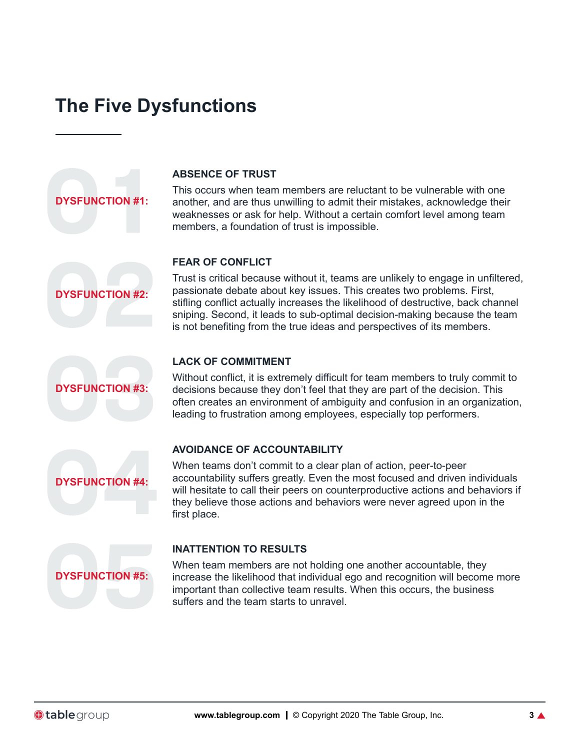# The Five Dysfunctions

**DYSFUNCTION #1:**

### ABSENCE OF TRUST

This occurs when team members are reluctant to be vulnerable with one another, and are thus unwilling to admit their mistakes, acknowledge their weaknesses or ask for help. Without a certain comfort level among team members, a foundation of trust is impossible.

**DYSFUNCTION #2:**

### FEAR OF CONFLICT

Trust is critical because without it, teams are unlikely to engage in unfiltered, passionate debate about key issues. This creates two problems. First, stifling conflict actually increases the likelihood of destructive, back channel sniping. Second, it leads to sub-optimal decision-making because the team is not benefiting from the true ideas and perspectives of its members.

**DYSFUNCTION #3:**

### LACK OF COMMITMENT

Without conflict, it is extremely difficult for team members to truly commit to decisions because they don't feel that they are part of the decision. This often creates an environment of ambiguity and confusion in an organization, leading to frustration among employees, especially top performers.

**DYSFUNCTION #4:**

### AVOIDANCE OF ACCOUNTABILITY

When teams don't commit to a clear plan of action, peer-to-peer accountability suffers greatly. Even the most focused and driven individuals will hesitate to call their peers on counterproductive actions and behaviors if they believe those actions and behaviors were never agreed upon in the first place.

**DYSFUNCTION #5:**

### INATTENTION TO RESULTS

When team members are not holding one another accountable, they increase the likelihood that individual ego and recognition will become more important than collective team results. When this occurs, the business suffers and the team starts to unravel.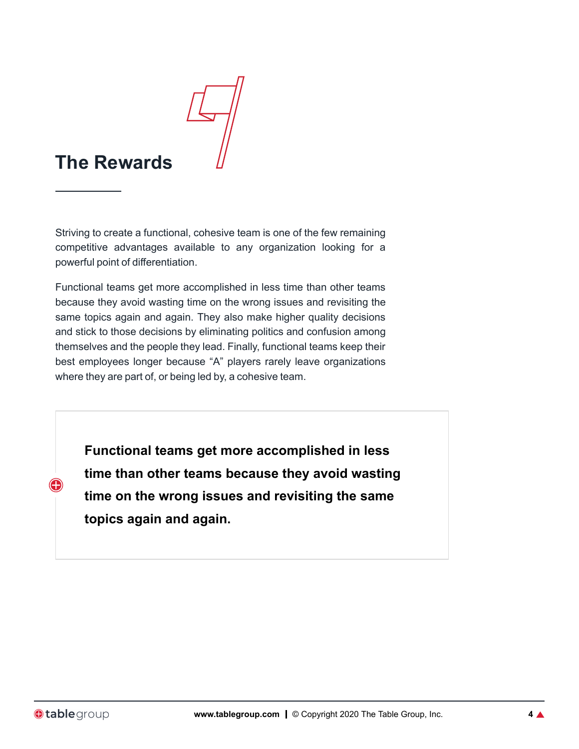# The Rewards

Striving to create a functional, cohesive team is one of the few remaining competitive advantages available to any organization looking for a powerful point of differentiation.

Functional teams get more accomplished in less time than other teams because they avoid wasting time on the wrong issues and revisiting the same topics again and again. They also make higher quality decisions and stick to those decisions by eliminating politics and confusion among themselves and the people they lead. Finally, functional teams keep their best employees longer because "A" players rarely leave organizations where they are part of, or being led by, a cohesive team.

> **Functional teams get more accomplished in less time than other teams because they avoid wasting time on the wrong issues and revisiting the same topics again and again.**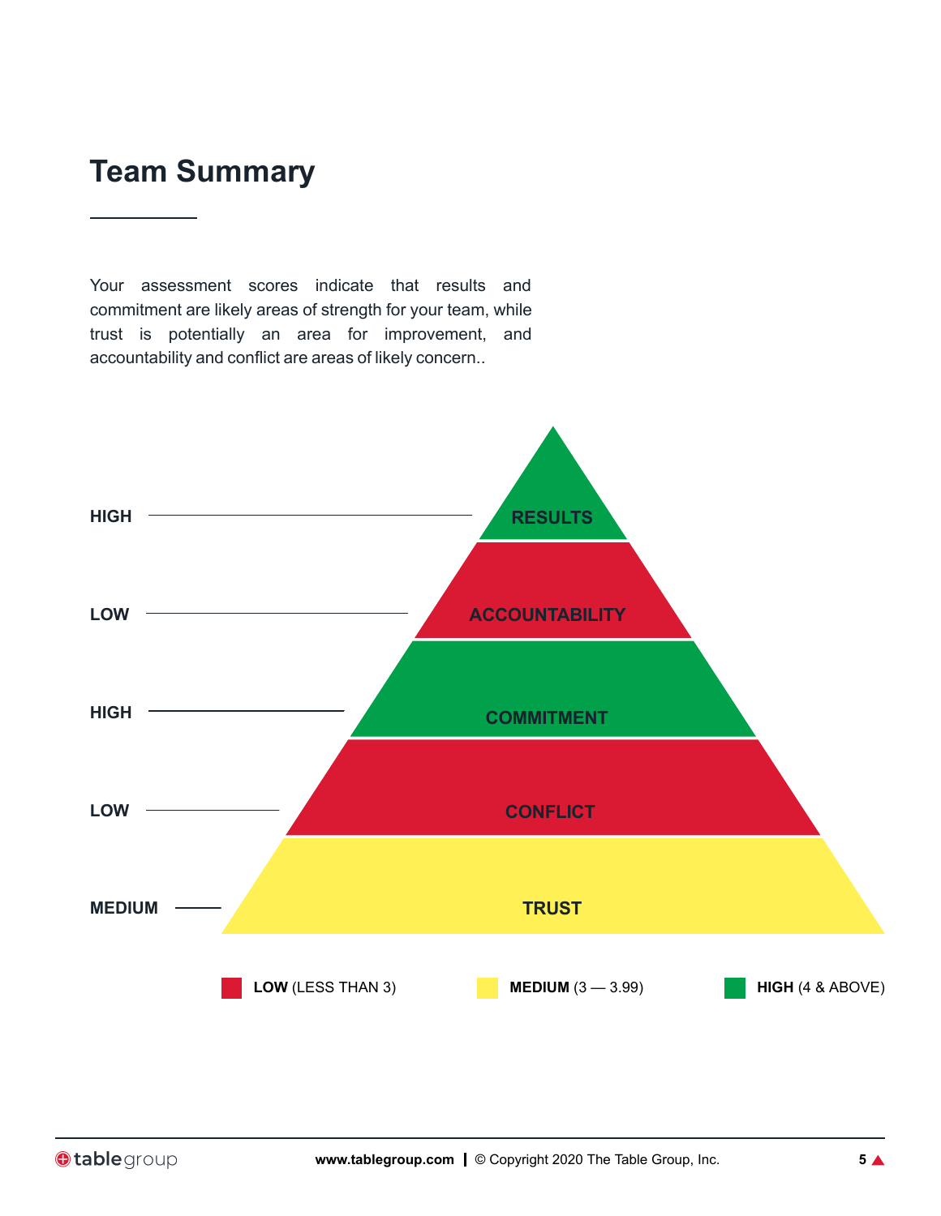## Team Summary

Your assessment scores indicate that results and commitment are likely areas of strength for your team, while trust is potentially an area for improvement, and accountability and conflict are areas of likely concern..

| Level | Area |
| --- | --- |
| HIGH | RESULTS |
| LOW | ACCOUNTABILITY |
| HIGH | COMMITMENT |
| LOW | CONFLICT |
| MEDIUM | TRUST |

**LOW** (LESS THAN 3) **MEDIUM** (3 — 3.99) **HIGH** (4 & ABOVE)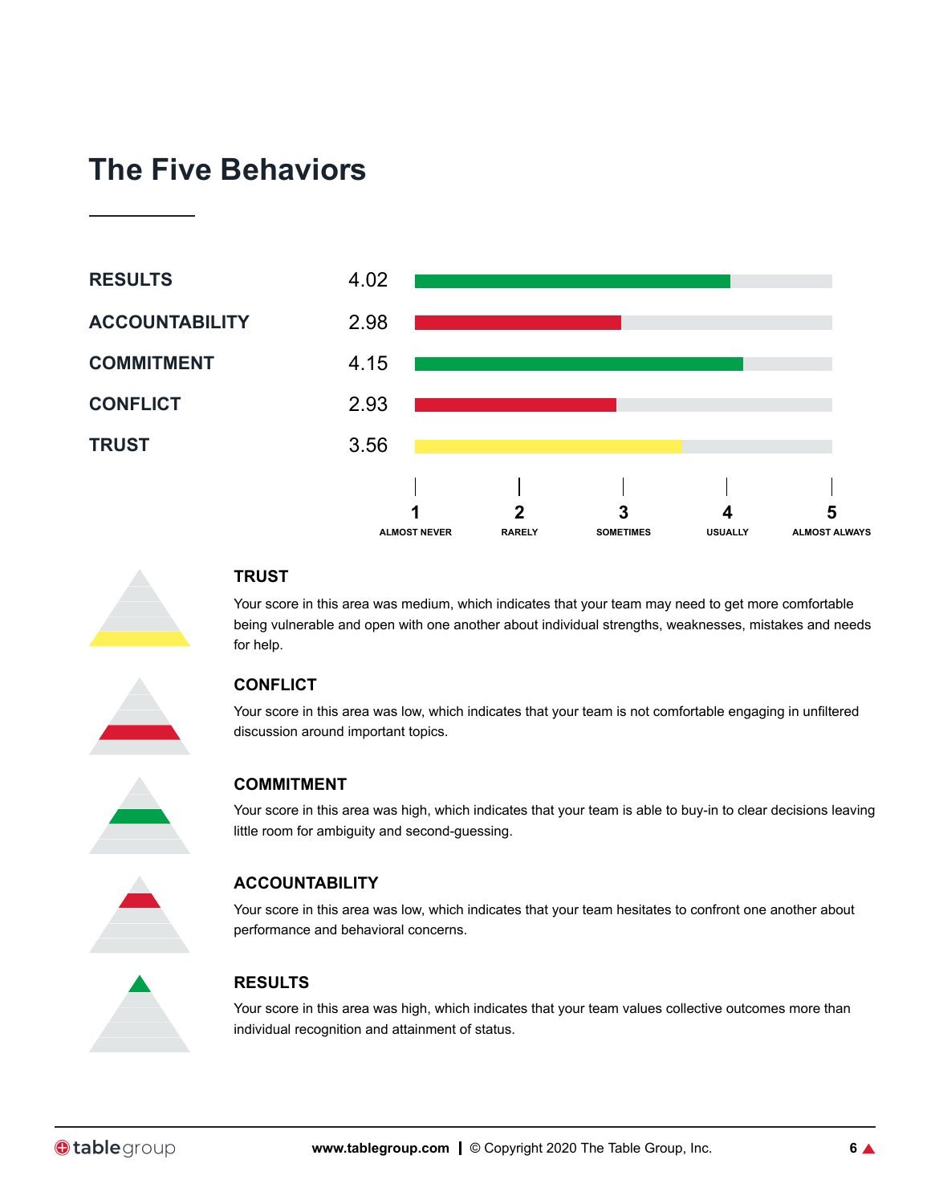# The Five Behaviors

| Behavior | Score |
|---|---|
| RESULTS | 4.02 |
| ACCOUNTABILITY | 2.98 |
| COMMITMENT | 4.15 |
| CONFLICT | 2.93 |
| TRUST | 3.56 |

Scale: 1 ALMOST NEVER | 2 RARELY | 3 SOMETIMES | 4 USUALLY | 5 ALMOST ALWAYS

### TRUST

Your score in this area was medium, which indicates that your team may need to get more comfortable being vulnerable and open with one another about individual strengths, weaknesses, mistakes and needs for help.

### CONFLICT

Your score in this area was low, which indicates that your team is not comfortable engaging in unfiltered discussion around important topics.

### COMMITMENT

Your score in this area was high, which indicates that your team is able to buy-in to clear decisions leaving little room for ambiguity and second-guessing.

### ACCOUNTABILITY

Your score in this area was low, which indicates that your team hesitates to confront one another about performance and behavioral concerns.

### RESULTS

Your score in this area was high, which indicates that your team values collective outcomes more than individual recognition and attainment of status.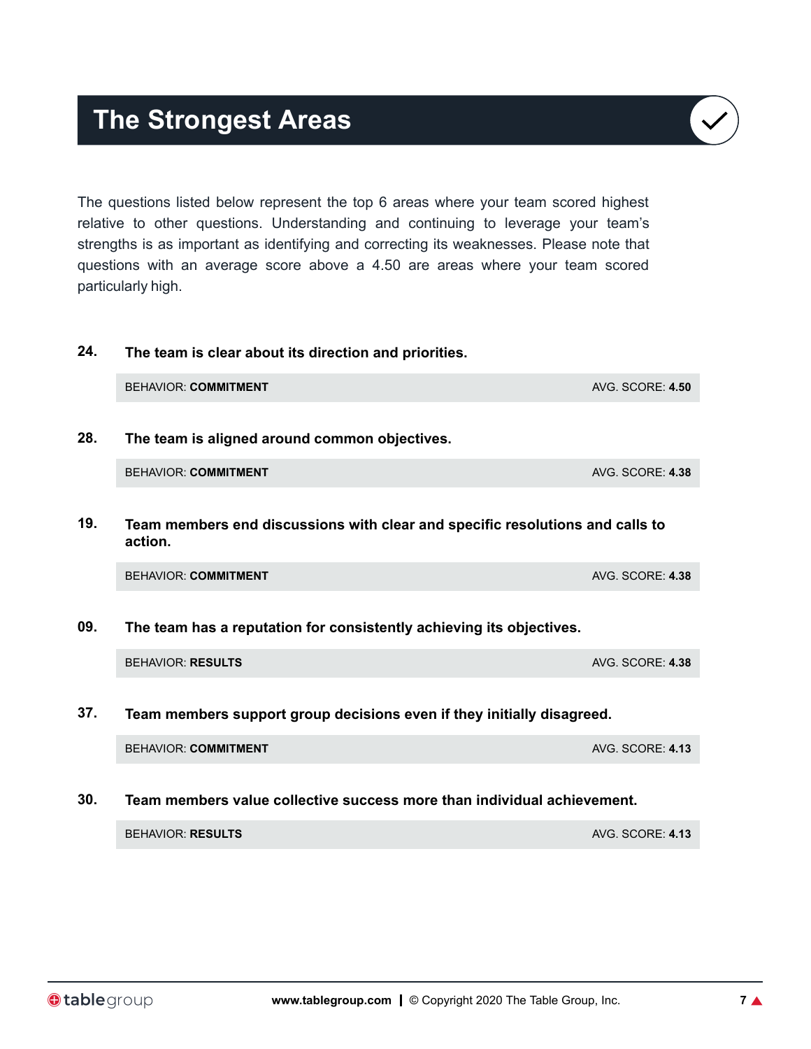# The Strongest Areas

The questions listed below represent the top 6 areas where your team scored highest relative to other questions. Understanding and continuing to leverage your team's strengths is as important as identifying and correcting its weaknesses. Please note that questions with an average score above a 4.50 are areas where your team scored particularly high.

**24. The team is clear about its direction and priorities.**

BEHAVIOR: **COMMITMENT** — AVG. SCORE: **4.50**

**28. The team is aligned around common objectives.**

BEHAVIOR: **COMMITMENT** — AVG. SCORE: **4.38**

**19. Team members end discussions with clear and specific resolutions and calls to action.**

BEHAVIOR: **COMMITMENT** — AVG. SCORE: **4.38**

**09. The team has a reputation for consistently achieving its objectives.**

BEHAVIOR: **RESULTS** — AVG. SCORE: **4.38**

**37. Team members support group decisions even if they initially disagreed.**

BEHAVIOR: **COMMITMENT** — AVG. SCORE: **4.13**

**30. Team members value collective success more than individual achievement.**

BEHAVIOR: **RESULTS** — AVG. SCORE: **4.13**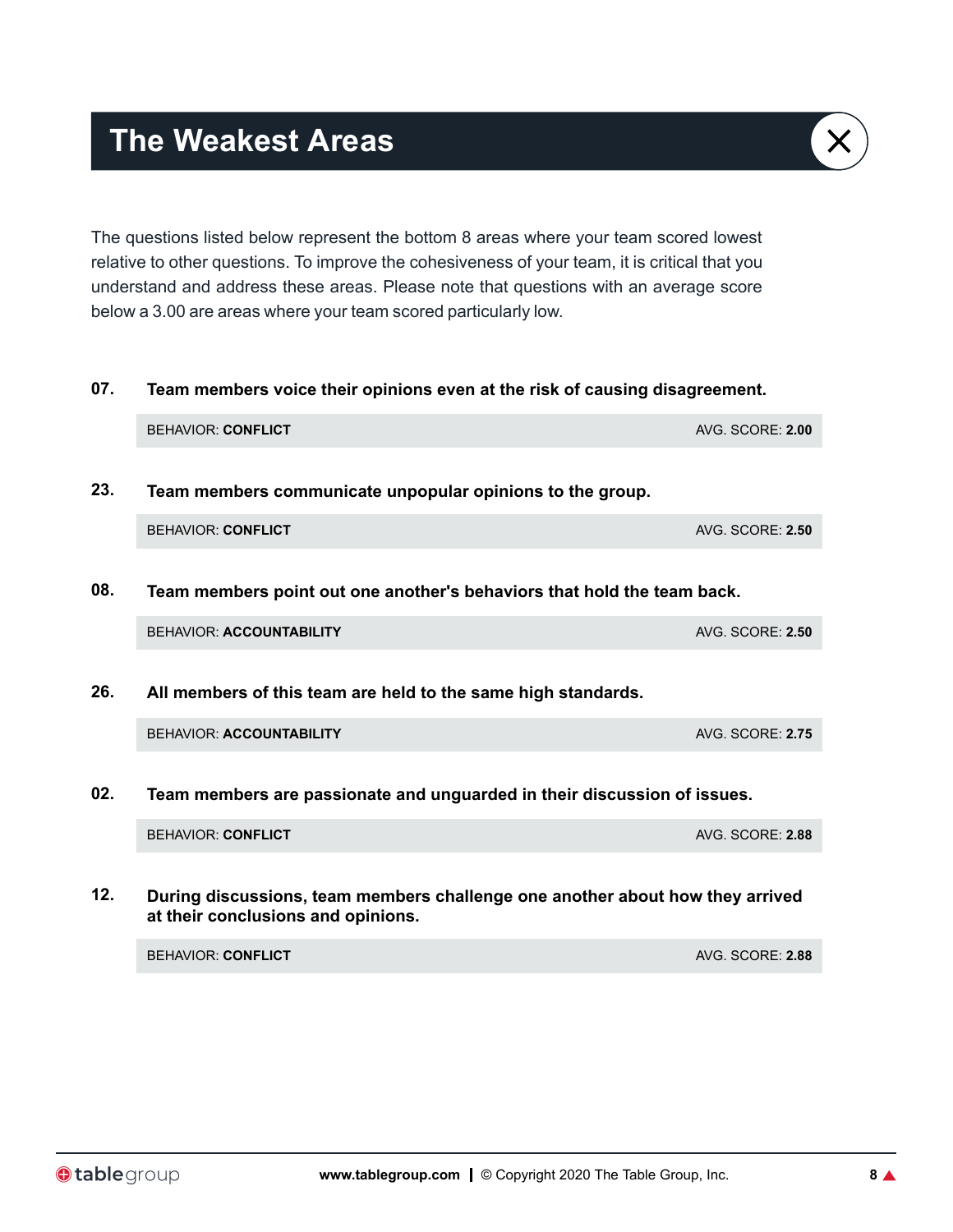# The Weakest Areas

The questions listed below represent the bottom 8 areas where your team scored lowest relative to other questions. To improve the cohesiveness of your team, it is critical that you understand and address these areas. Please note that questions with an average score below a 3.00 are areas where your team scored particularly low.

**07. Team members voice their opinions even at the risk of causing disagreement.**

BEHAVIOR: **CONFLICT** — AVG. SCORE: **2.00**

**23. Team members communicate unpopular opinions to the group.**

BEHAVIOR: **CONFLICT** — AVG. SCORE: **2.50**

**08. Team members point out one another's behaviors that hold the team back.**

BEHAVIOR: **ACCOUNTABILITY** — AVG. SCORE: **2.50**

**26. All members of this team are held to the same high standards.**

BEHAVIOR: **ACCOUNTABILITY** — AVG. SCORE: **2.75**

**02. Team members are passionate and unguarded in their discussion of issues.**

BEHAVIOR: **CONFLICT** — AVG. SCORE: **2.88**

**12. During discussions, team members challenge one another about how they arrived at their conclusions and opinions.**

BEHAVIOR: **CONFLICT** — AVG. SCORE: **2.88**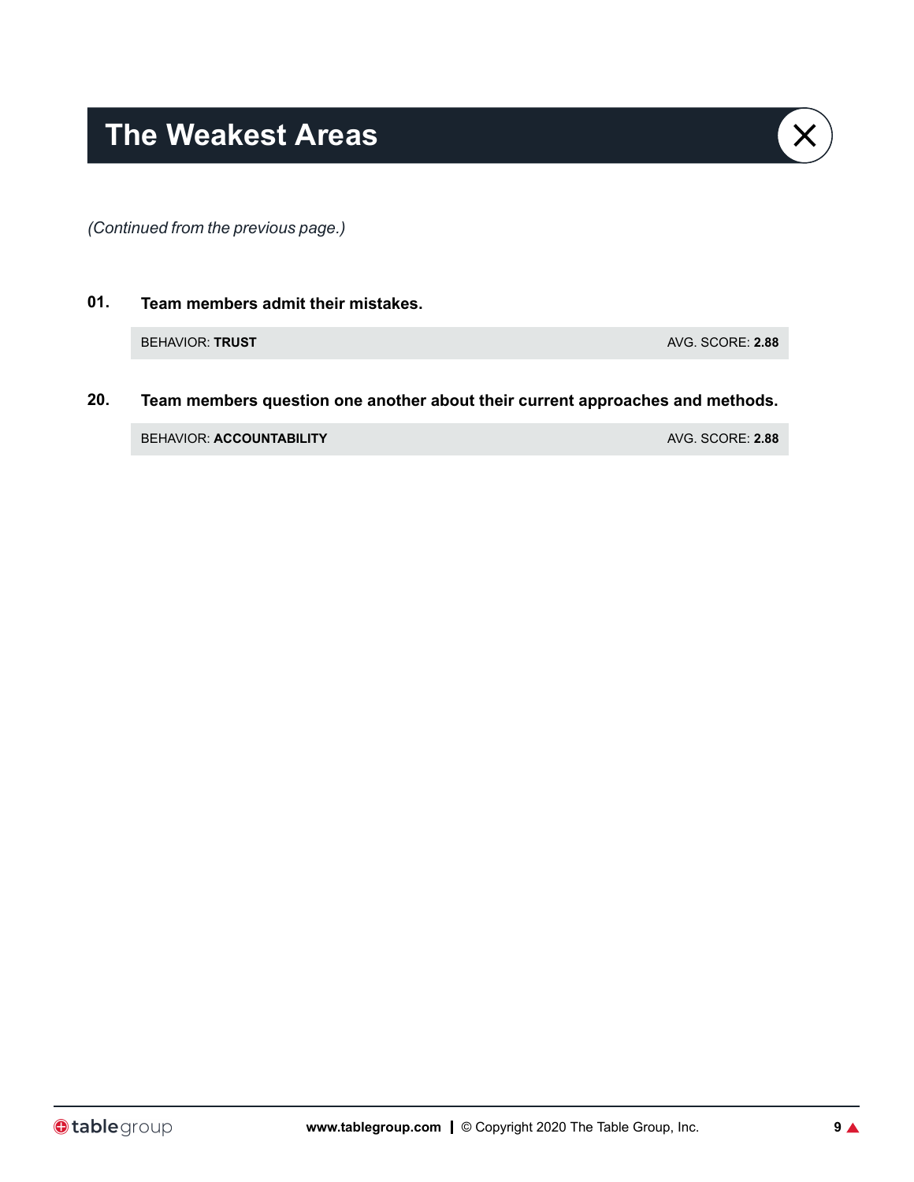# The Weakest Areas

*(Continued from the previous page.)*

**01. Team members admit their mistakes.**

BEHAVIOR: **TRUST** AVG. SCORE: **2.88**

**20. Team members question one another about their current approaches and methods.**

BEHAVIOR: **ACCOUNTABILITY** AVG. SCORE: **2.88**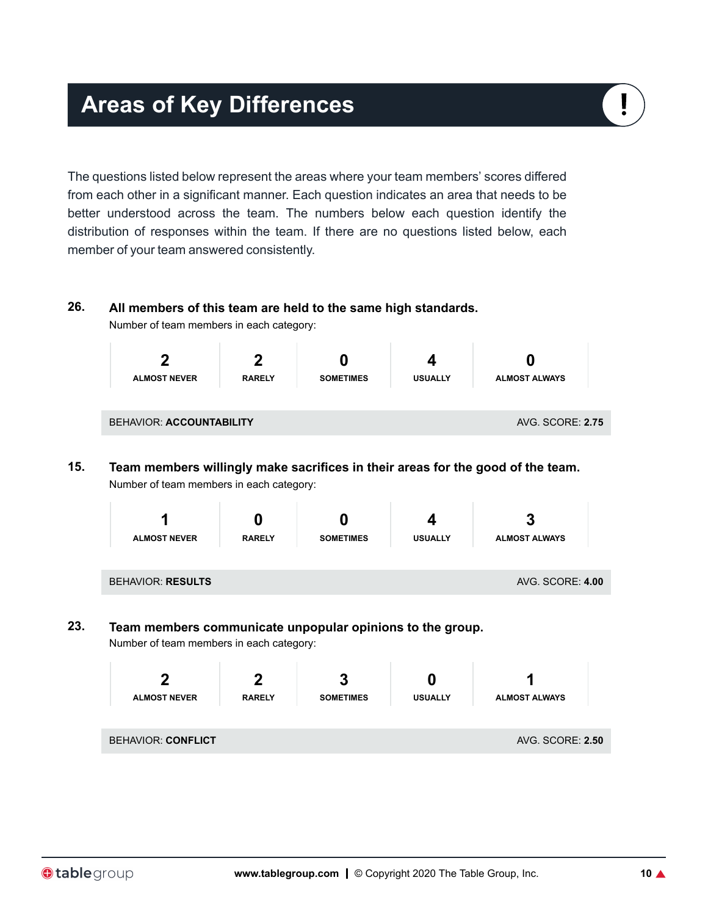# Areas of Key Differences

The questions listed below represent the areas where your team members' scores differed from each other in a significant manner. Each question indicates an area that needs to be better understood across the team. The numbers below each question identify the distribution of responses within the team. If there are no questions listed below, each member of your team answered consistently.

**26. All members of this team are held to the same high standards.**

Number of team members in each category:

| ALMOST NEVER | RARELY | SOMETIMES | USUALLY | ALMOST ALWAYS |
|---|---|---|---|---|
| 2 | 2 | 0 | 4 | 0 |

BEHAVIOR: **ACCOUNTABILITY** — AVG. SCORE: **2.75**

**15. Team members willingly make sacrifices in their areas for the good of the team.**

Number of team members in each category:

| ALMOST NEVER | RARELY | SOMETIMES | USUALLY | ALMOST ALWAYS |
|---|---|---|---|---|
| 1 | 0 | 0 | 4 | 3 |

BEHAVIOR: **RESULTS** — AVG. SCORE: **4.00**

**23. Team members communicate unpopular opinions to the group.**

Number of team members in each category:

| ALMOST NEVER | RARELY | SOMETIMES | USUALLY | ALMOST ALWAYS |
|---|---|---|---|---|
| 2 | 2 | 3 | 0 | 1 |

BEHAVIOR: **CONFLICT** — AVG. SCORE: **2.50**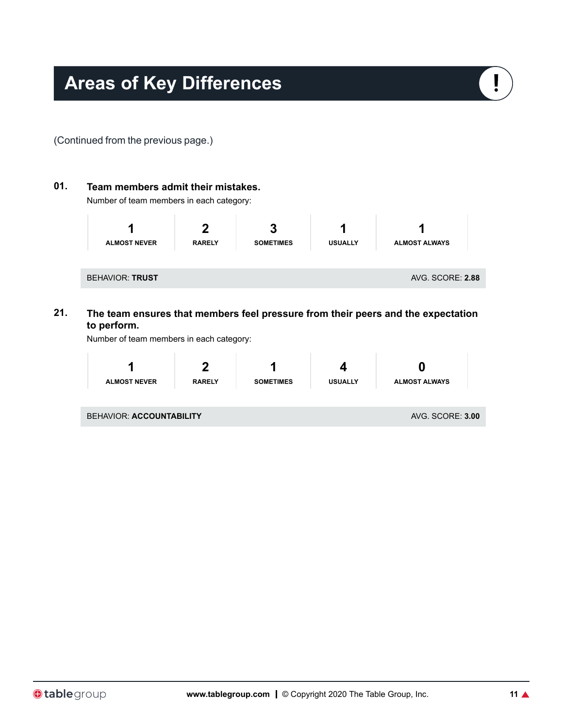# Areas of Key Differences

(Continued from the previous page.)

**01. Team members admit their mistakes.**

Number of team members in each category:

| 1 | 2 | 3 | 1 | 1 |
|---|---|---|---|---|
| ALMOST NEVER | RARELY | SOMETIMES | USUALLY | ALMOST ALWAYS |

BEHAVIOR: **TRUST** AVG. SCORE: **2.88**

**21. The team ensures that members feel pressure from their peers and the expectation to perform.**

Number of team members in each category:

| 1 | 2 | 1 | 4 | 0 |
|---|---|---|---|---|
| ALMOST NEVER | RARELY | SOMETIMES | USUALLY | ALMOST ALWAYS |

BEHAVIOR: **ACCOUNTABILITY** AVG. SCORE: **3.00**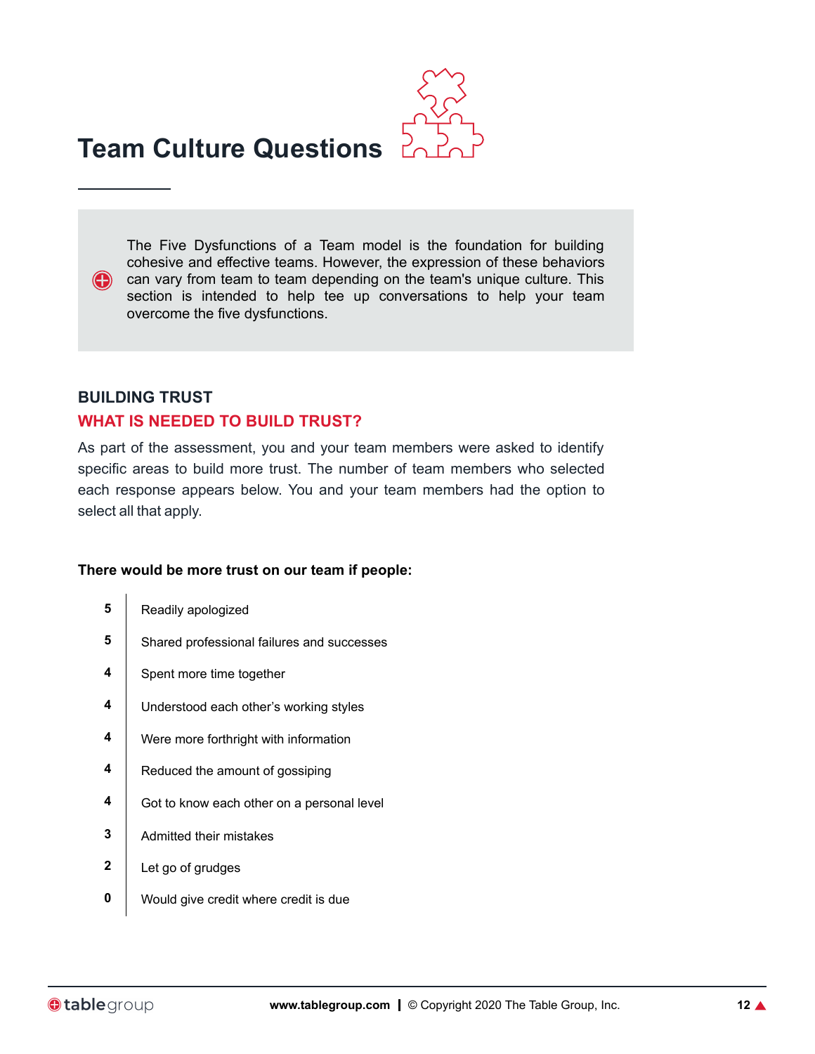# Team Culture Questions

The Five Dysfunctions of a Team model is the foundation for building cohesive and effective teams. However, the expression of these behaviors can vary from team to team depending on the team's unique culture. This section is intended to help tee up conversations to help your team overcome the five dysfunctions.

## BUILDING TRUST

### WHAT IS NEEDED TO BUILD TRUST?

As part of the assessment, you and your team members were asked to identify specific areas to build more trust. The number of team members who selected each response appears below. You and your team members had the option to select all that apply.

**There would be more trust on our team if people:**

| Count | Response |
|---|---|
| 5 | Readily apologized |
| 5 | Shared professional failures and successes |
| 4 | Spent more time together |
| 4 | Understood each other's working styles |
| 4 | Were more forthright with information |
| 4 | Reduced the amount of gossiping |
| 4 | Got to know each other on a personal level |
| 3 | Admitted their mistakes |
| 2 | Let go of grudges |
| 0 | Would give credit where credit is due |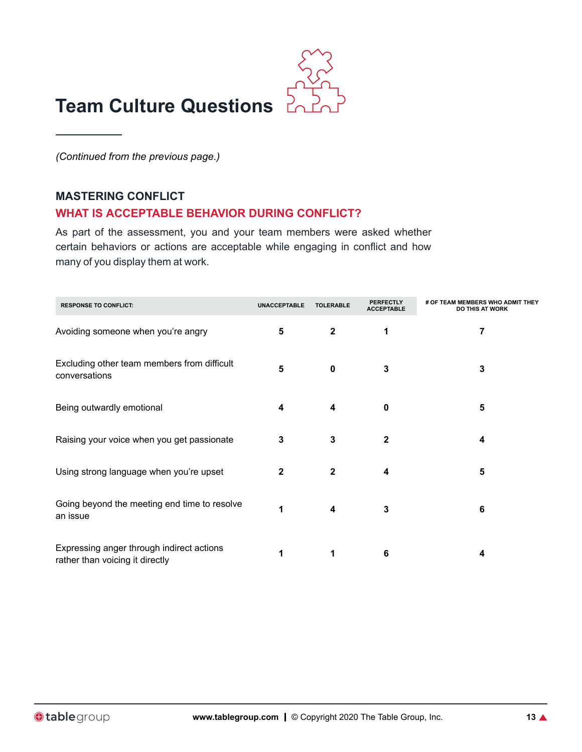# Team Culture Questions

*(Continued from the previous page.)*

### MASTERING CONFLICT

### WHAT IS ACCEPTABLE BEHAVIOR DURING CONFLICT?

As part of the assessment, you and your team members were asked whether certain behaviors or actions are acceptable while engaging in conflict and how many of you display them at work.

| RESPONSE TO CONFLICT: | UNACCEPTABLE | TOLERABLE | PERFECTLY ACCEPTABLE | # OF TEAM MEMBERS WHO ADMIT THEY DO THIS AT WORK |
|---|---|---|---|---|
| Avoiding someone when you're angry | 5 | 2 | 1 | 7 |
| Excluding other team members from difficult conversations | 5 | 0 | 3 | 3 |
| Being outwardly emotional | 4 | 4 | 0 | 5 |
| Raising your voice when you get passionate | 3 | 3 | 2 | 4 |
| Using strong language when you're upset | 2 | 2 | 4 | 5 |
| Going beyond the meeting end time to resolve an issue | 1 | 4 | 3 | 6 |
| Expressing anger through indirect actions rather than voicing it directly | 1 | 1 | 6 | 4 |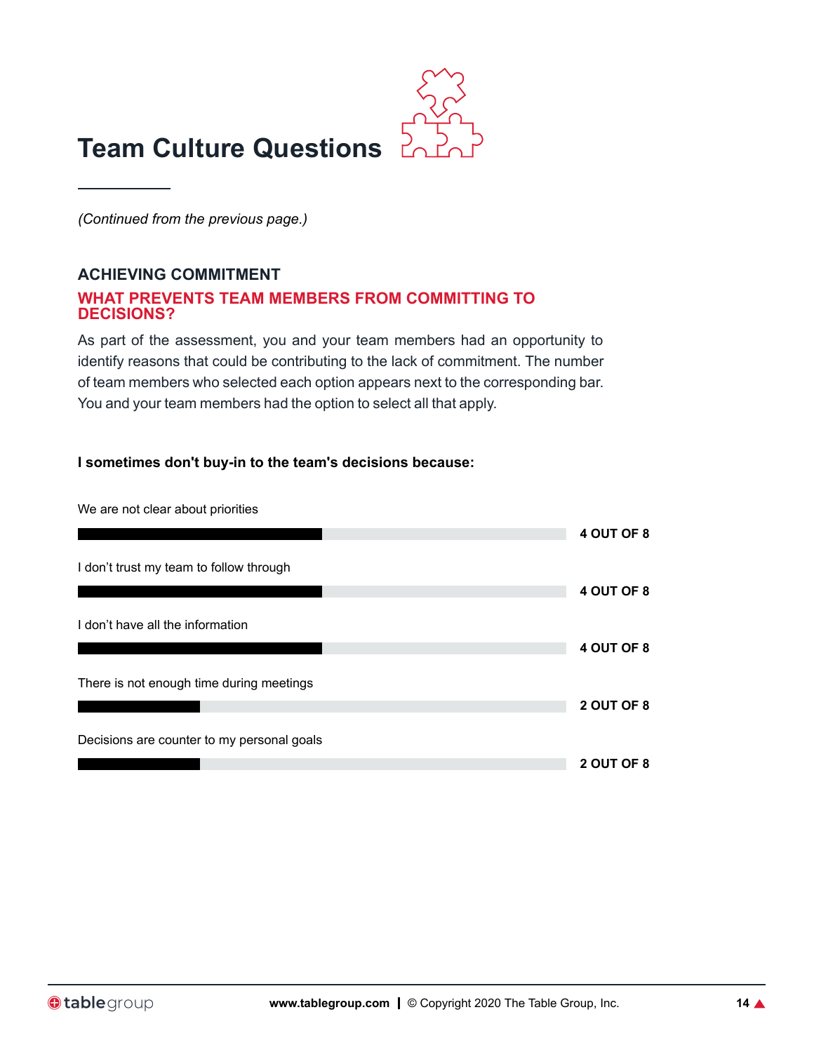# Team Culture Questions

*(Continued from the previous page.)*

## ACHIEVING COMMITMENT

### WHAT PREVENTS TEAM MEMBERS FROM COMMITTING TO DECISIONS?

As part of the assessment, you and your team members had an opportunity to identify reasons that could be contributing to the lack of commitment. The number of team members who selected each option appears next to the corresponding bar. You and your team members had the option to select all that apply.

**I sometimes don't buy-in to the team's decisions because:**

We are not clear about priorities

**4 OUT OF 8**

I don't trust my team to follow through

**4 OUT OF 8**

I don't have all the information

**4 OUT OF 8**

There is not enough time during meetings

**2 OUT OF 8**

Decisions are counter to my personal goals

**2 OUT OF 8**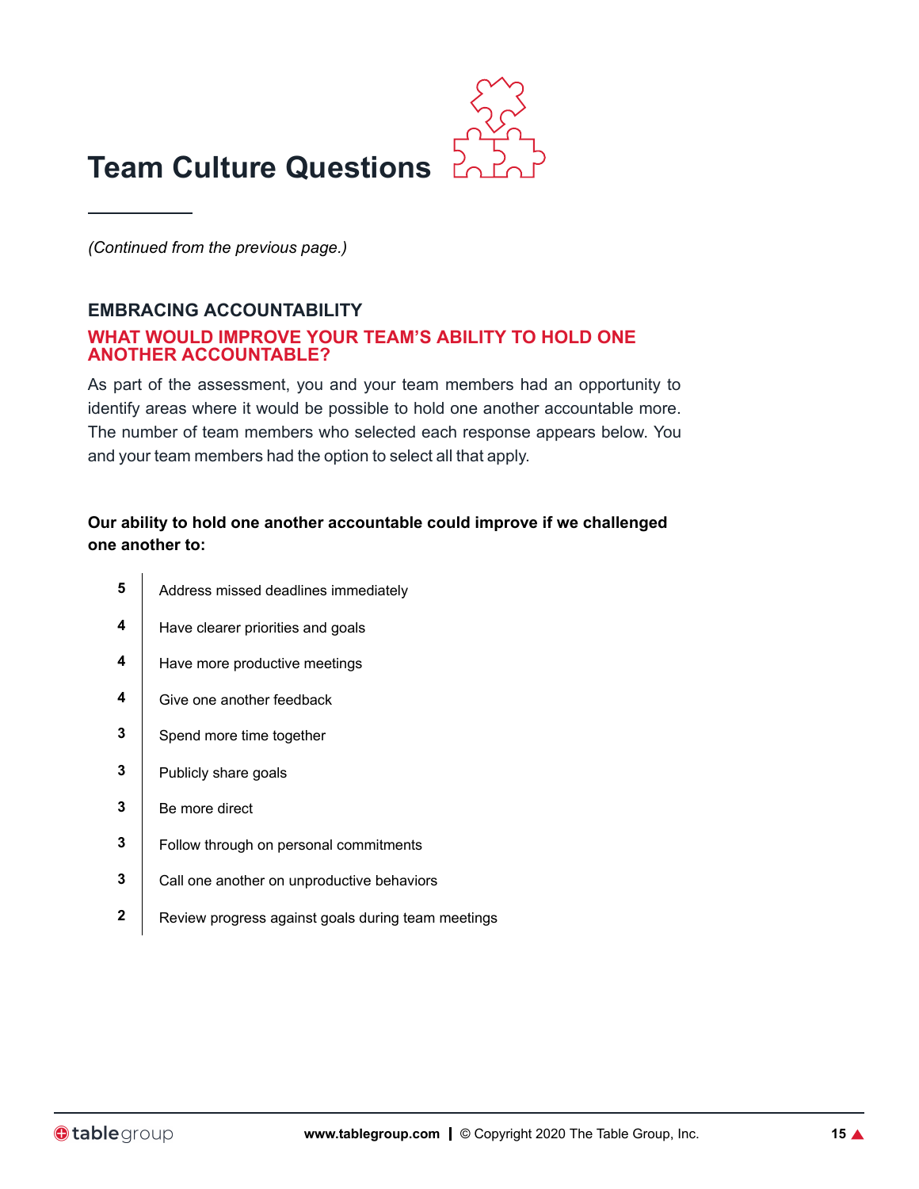# Team Culture Questions

*(Continued from the previous page.)*

## EMBRACING ACCOUNTABILITY

### WHAT WOULD IMPROVE YOUR TEAM'S ABILITY TO HOLD ONE ANOTHER ACCOUNTABLE?

As part of the assessment, you and your team members had an opportunity to identify areas where it would be possible to hold one another accountable more. The number of team members who selected each response appears below. You and your team members had the option to select all that apply.

**Our ability to hold one another accountable could improve if we challenged one another to:**

| | |
|---|---|
| **5** | Address missed deadlines immediately |
| **4** | Have clearer priorities and goals |
| **4** | Have more productive meetings |
| **4** | Give one another feedback |
| **3** | Spend more time together |
| **3** | Publicly share goals |
| **3** | Be more direct |
| **3** | Follow through on personal commitments |
| **3** | Call one another on unproductive behaviors |
| **2** | Review progress against goals during team meetings |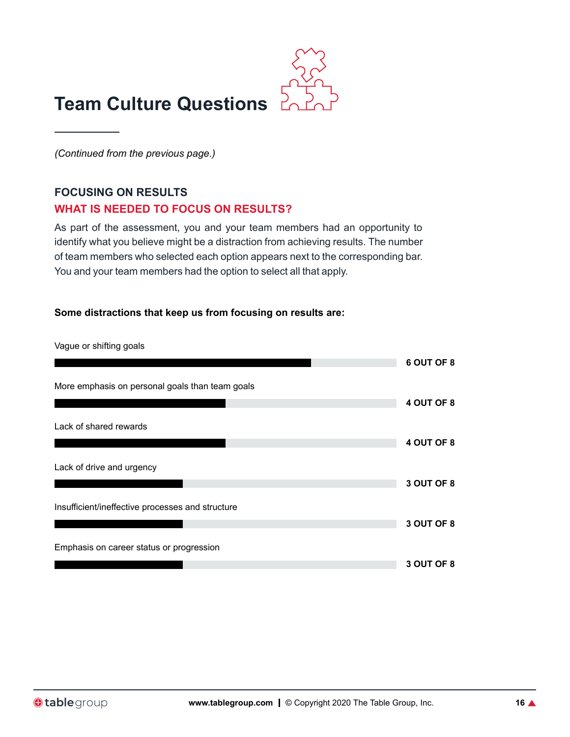# Team Culture Questions

*(Continued from the previous page.)*

## FOCUSING ON RESULTS

### WHAT IS NEEDED TO FOCUS ON RESULTS?

As part of the assessment, you and your team members had an opportunity to identify what you believe might be a distraction from achieving results. The number of team members who selected each option appears next to the corresponding bar. You and your team members had the option to select all that apply.

**Some distractions that keep us from focusing on results are:**

| Distraction | Count |
|---|---|
| Vague or shifting goals | 6 OUT OF 8 |
| More emphasis on personal goals than team goals | 4 OUT OF 8 |
| Lack of shared rewards | 4 OUT OF 8 |
| Lack of drive and urgency | 3 OUT OF 8 |
| Insufficient/ineffective processes and structure | 3 OUT OF 8 |
| Emphasis on career status or progression | 3 OUT OF 8 |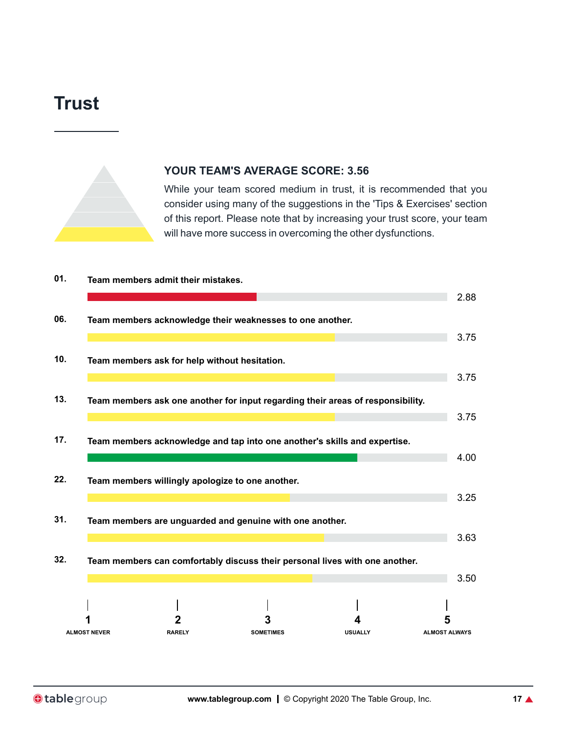# Trust

## YOUR TEAM'S AVERAGE SCORE: 3.56

While your team scored medium in trust, it is recommended that you consider using many of the suggestions in the 'Tips & Exercises' section of this report. Please note that by increasing your trust score, your team will have more success in overcoming the other dysfunctions.

| # | Statement | Score |
|---|---|---|
| 01. | Team members admit their mistakes. | 2.88 |
| 06. | Team members acknowledge their weaknesses to one another. | 3.75 |
| 10. | Team members ask for help without hesitation. | 3.75 |
| 13. | Team members ask one another for input regarding their areas of responsibility. | 3.75 |
| 17. | Team members acknowledge and tap into one another's skills and expertise. | 4.00 |
| 22. | Team members willingly apologize to one another. | 3.25 |
| 31. | Team members are unguarded and genuine with one another. | 3.63 |
| 32. | Team members can comfortably discuss their personal lives with one another. | 3.50 |

Scale: 1 ALMOST NEVER | 2 RARELY | 3 SOMETIMES | 4 USUALLY | 5 ALMOST ALWAYS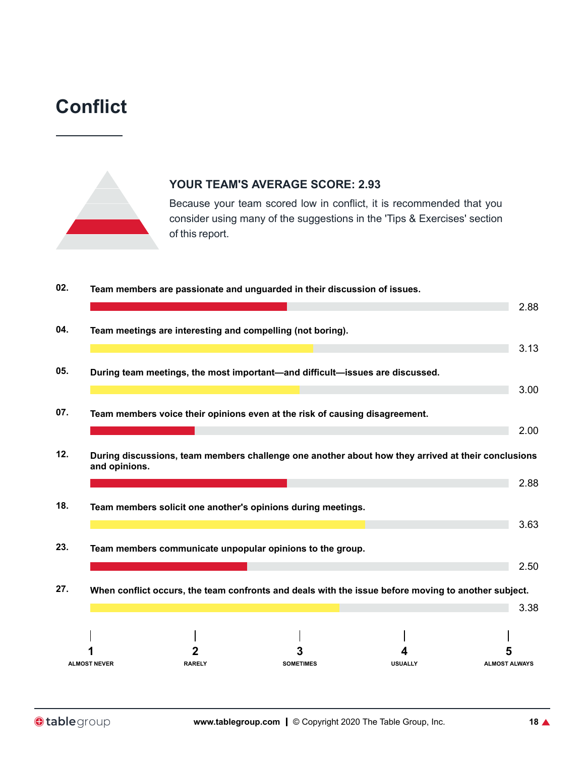# Conflict

### YOUR TEAM'S AVERAGE SCORE: 2.93

Because your team scored low in conflict, it is recommended that you consider using many of the suggestions in the 'Tips & Exercises' section of this report.

**02.** **Team members are passionate and unguarded in their discussion of issues.**

2.88

**04.** **Team meetings are interesting and compelling (not boring).**

3.13

**05.** **During team meetings, the most important—and difficult—issues are discussed.**

3.00

**07.** **Team members voice their opinions even at the risk of causing disagreement.**

2.00

**12.** **During discussions, team members challenge one another about how they arrived at their conclusions and opinions.**

2.88

**18.** **Team members solicit one another's opinions during meetings.**

3.63

**23.** **Team members communicate unpopular opinions to the group.**

2.50

**27.** **When conflict occurs, the team confronts and deals with the issue before moving to another subject.**

3.38

| 1 | 2 | 3 | 4 | 5 |
|---|---|---|---|---|
| ALMOST NEVER | RARELY | SOMETIMES | USUALLY | ALMOST ALWAYS |

**www.tablegroup.com** | © Copyright 2020 The Table Group, Inc.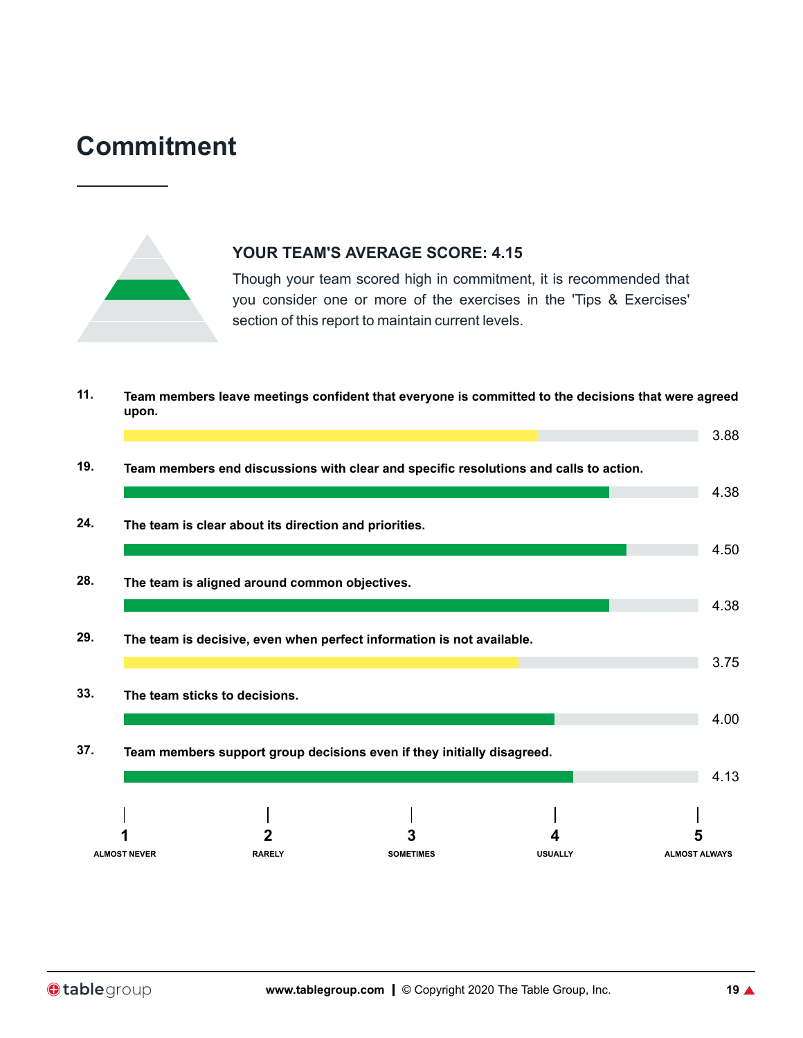# Commitment

**YOUR TEAM'S AVERAGE SCORE: 4.15**

Though your team scored high in commitment, it is recommended that you consider one or more of the exercises in the 'Tips & Exercises' section of this report to maintain current levels.

| # | Statement | Score |
|---|---|---|
| 11. | **Team members leave meetings confident that everyone is committed to the decisions that were agreed upon.** | 3.88 |
| 19. | **Team members end discussions with clear and specific resolutions and calls to action.** | 4.38 |
| 24. | **The team is clear about its direction and priorities.** | 4.50 |
| 28. | **The team is aligned around common objectives.** | 4.38 |
| 29. | **The team is decisive, even when perfect information is not available.** | 3.75 |
| 33. | **The team sticks to decisions.** | 4.00 |
| 37. | **Team members support group decisions even if they initially disagreed.** | 4.13 |

Scale: 1 ALMOST NEVER | 2 RARELY | 3 SOMETIMES | 4 USUALLY | 5 ALMOST ALWAYS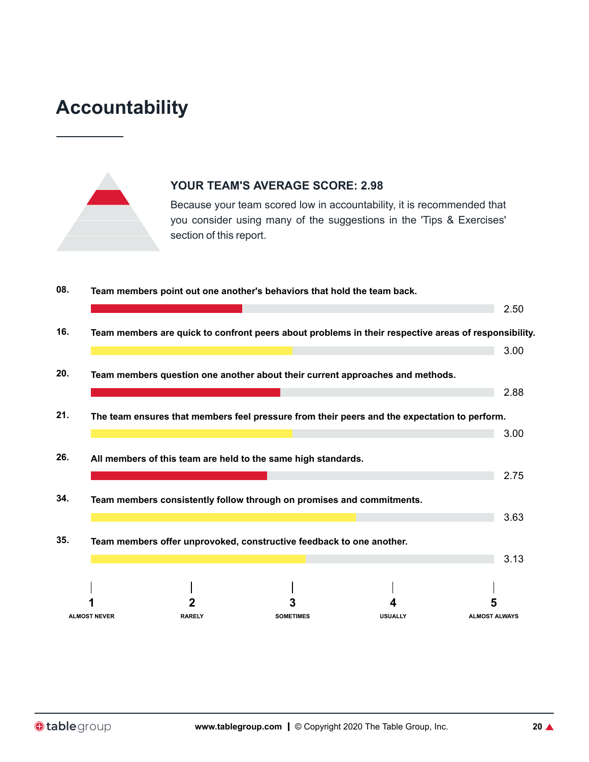# Accountability

**YOUR TEAM'S AVERAGE SCORE: 2.98**

Because your team scored low in accountability, it is recommended that you consider using many of the suggestions in the 'Tips & Exercises' section of this report.

| # | Statement | Score |
|---|---|---|
| 08. | **Team members point out one another's behaviors that hold the team back.** | 2.50 |
| 16. | **Team members are quick to confront peers about problems in their respective areas of responsibility.** | 3.00 |
| 20. | **Team members question one another about their current approaches and methods.** | 2.88 |
| 21. | **The team ensures that members feel pressure from their peers and the expectation to perform.** | 3.00 |
| 26. | **All members of this team are held to the same high standards.** | 2.75 |
| 34. | **Team members consistently follow through on promises and commitments.** | 3.63 |
| 35. | **Team members offer unprovoked, constructive feedback to one another.** | 3.13 |

Scale: 1 = ALMOST NEVER, 2 = RARELY, 3 = SOMETIMES, 4 = USUALLY, 5 = ALMOST ALWAYS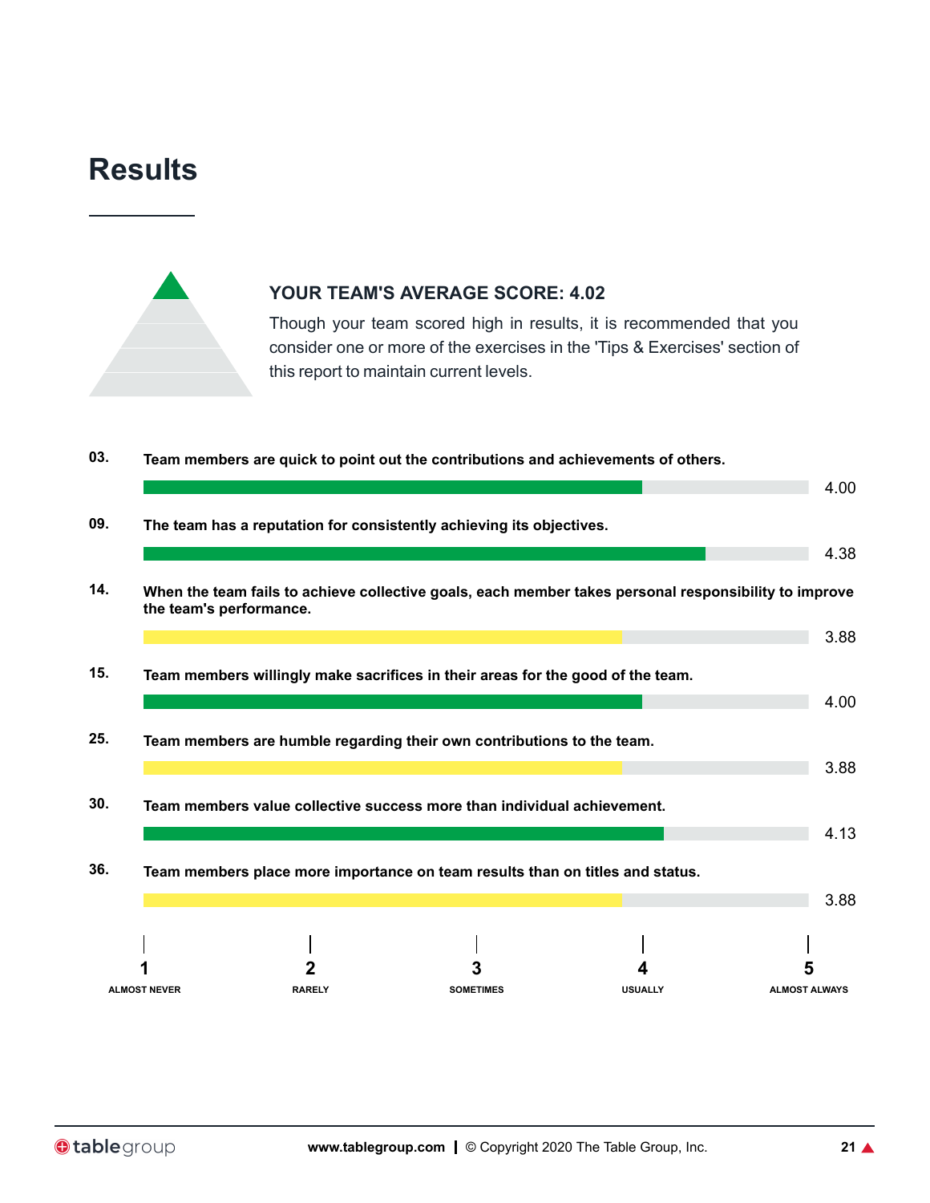# Results

**YOUR TEAM'S AVERAGE SCORE: 4.02**

Though your team scored high in results, it is recommended that you consider one or more of the exercises in the 'Tips & Exercises' section of this report to maintain current levels.

**03.** **Team members are quick to point out the contributions and achievements of others.**

4.00

**09.** **The team has a reputation for consistently achieving its objectives.**

4.38

**14.** **When the team fails to achieve collective goals, each member takes personal responsibility to improve the team's performance.**

3.88

**15.** **Team members willingly make sacrifices in their areas for the good of the team.**

4.00

**25.** **Team members are humble regarding their own contributions to the team.**

3.88

**30.** **Team members value collective success more than individual achievement.**

4.13

**36.** **Team members place more importance on team results than on titles and status.**

3.88

| 1 | 2 | 3 | 4 | 5 |
|---|---|---|---|---|
| ALMOST NEVER | RARELY | SOMETIMES | USUALLY | ALMOST ALWAYS |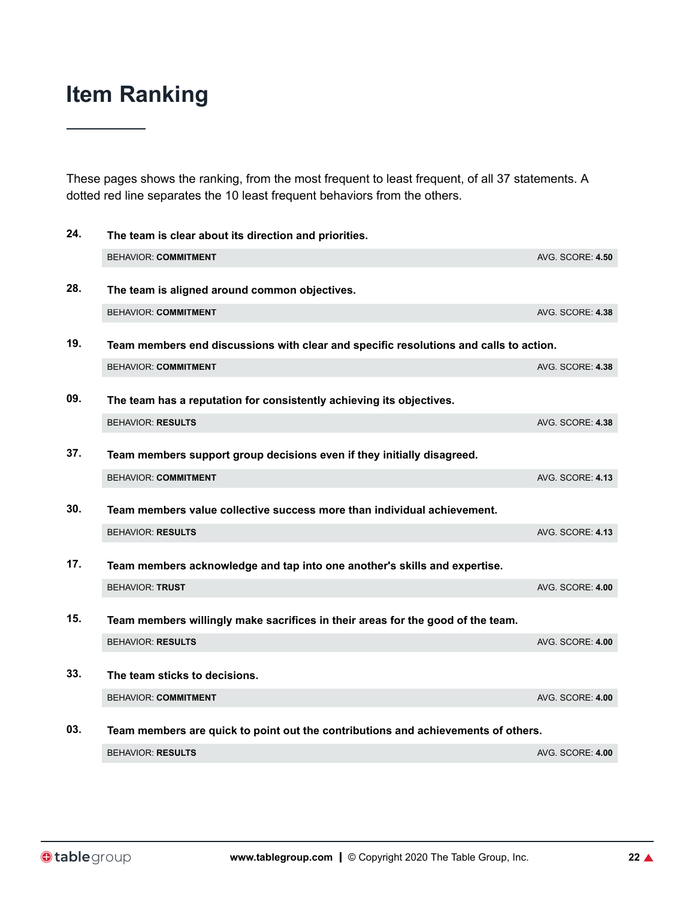# Item Ranking

These pages shows the ranking, from the most frequent to least frequent, of all 37 statements. A dotted red line separates the 10 least frequent behaviors from the others.

**24.** **The team is clear about its direction and priorities.**

BEHAVIOR: **COMMITMENT** — AVG. SCORE: **4.50**

**28.** **The team is aligned around common objectives.**

BEHAVIOR: **COMMITMENT** — AVG. SCORE: **4.38**

**19.** **Team members end discussions with clear and specific resolutions and calls to action.**

BEHAVIOR: **COMMITMENT** — AVG. SCORE: **4.38**

**09.** **The team has a reputation for consistently achieving its objectives.**

BEHAVIOR: **RESULTS** — AVG. SCORE: **4.38**

**37.** **Team members support group decisions even if they initially disagreed.**

BEHAVIOR: **COMMITMENT** — AVG. SCORE: **4.13**

**30.** **Team members value collective success more than individual achievement.**

BEHAVIOR: **RESULTS** — AVG. SCORE: **4.13**

**17.** **Team members acknowledge and tap into one another's skills and expertise.**

BEHAVIOR: **TRUST** — AVG. SCORE: **4.00**

**15.** **Team members willingly make sacrifices in their areas for the good of the team.**

BEHAVIOR: **RESULTS** — AVG. SCORE: **4.00**

**33.** **The team sticks to decisions.**

BEHAVIOR: **COMMITMENT** — AVG. SCORE: **4.00**

**03.** **Team members are quick to point out the contributions and achievements of others.**

BEHAVIOR: **RESULTS** — AVG. SCORE: **4.00**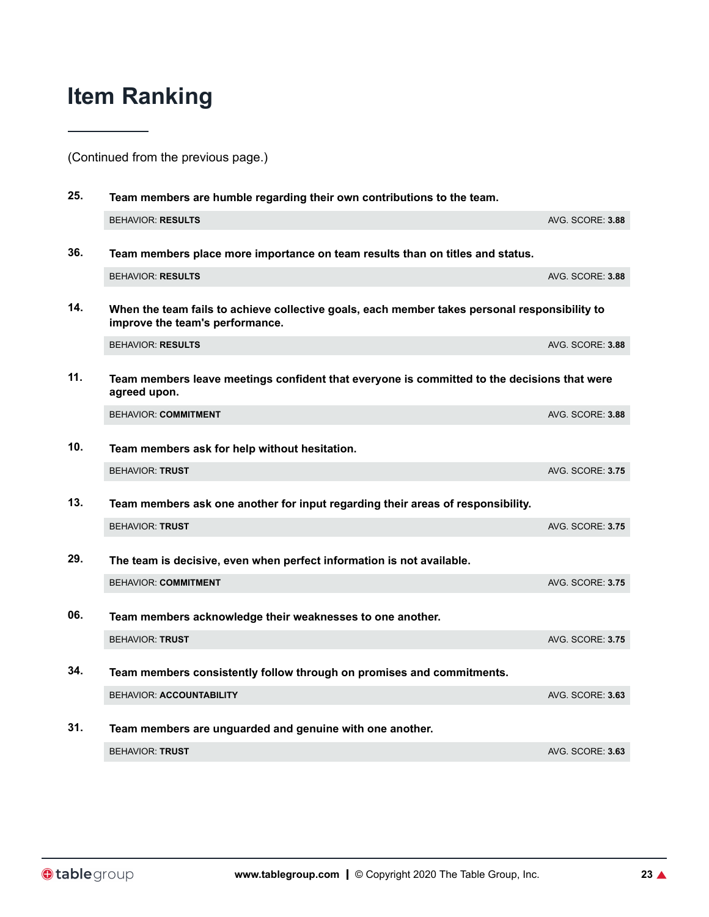# Item Ranking

(Continued from the previous page.)

**25.** **Team members are humble regarding their own contributions to the team.**

BEHAVIOR: **RESULTS** — AVG. SCORE: **3.88**

**36.** **Team members place more importance on team results than on titles and status.**

BEHAVIOR: **RESULTS** — AVG. SCORE: **3.88**

**14.** **When the team fails to achieve collective goals, each member takes personal responsibility to improve the team's performance.**

BEHAVIOR: **RESULTS** — AVG. SCORE: **3.88**

**11.** **Team members leave meetings confident that everyone is committed to the decisions that were agreed upon.**

BEHAVIOR: **COMMITMENT** — AVG. SCORE: **3.88**

**10.** **Team members ask for help without hesitation.**

BEHAVIOR: **TRUST** — AVG. SCORE: **3.75**

**13.** **Team members ask one another for input regarding their areas of responsibility.**

BEHAVIOR: **TRUST** — AVG. SCORE: **3.75**

**29.** **The team is decisive, even when perfect information is not available.**

BEHAVIOR: **COMMITMENT** — AVG. SCORE: **3.75**

**06.** **Team members acknowledge their weaknesses to one another.**

BEHAVIOR: **TRUST** — AVG. SCORE: **3.75**

**34.** **Team members consistently follow through on promises and commitments.**

BEHAVIOR: **ACCOUNTABILITY** — AVG. SCORE: **3.63**

**31.** **Team members are unguarded and genuine with one another.**

BEHAVIOR: **TRUST** — AVG. SCORE: **3.63**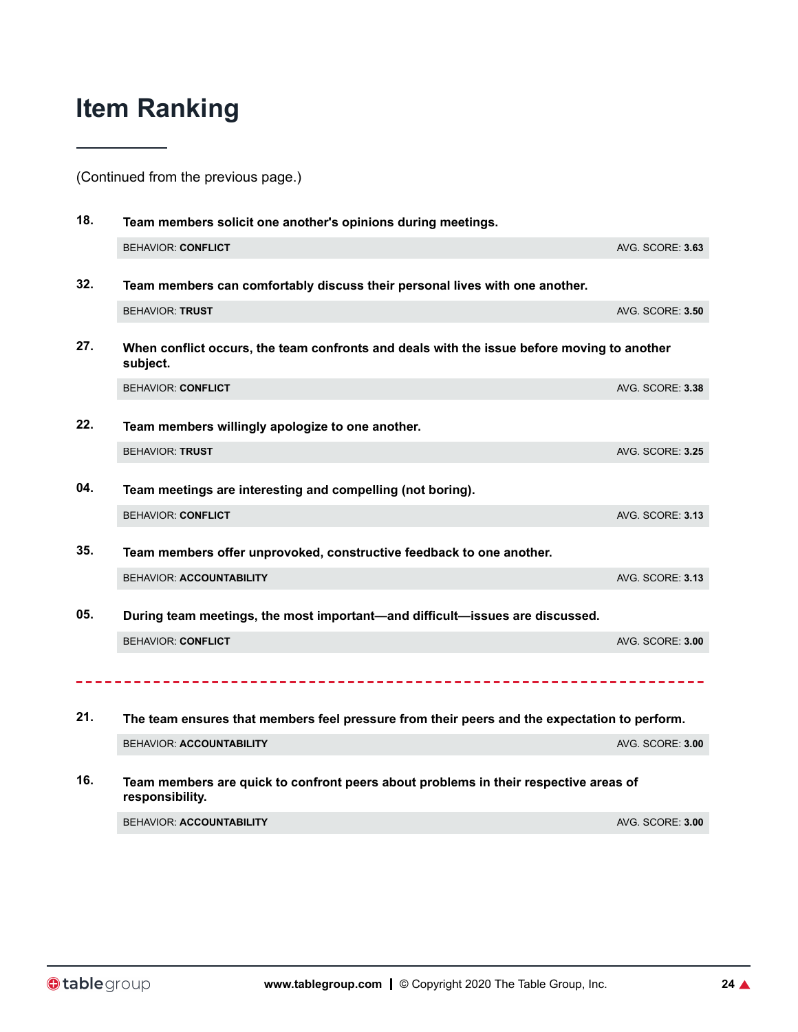# Item Ranking

(Continued from the previous page.)

**18.** **Team members solicit one another's opinions during meetings.**

BEHAVIOR: **CONFLICT** — AVG. SCORE: **3.63**

**32.** **Team members can comfortably discuss their personal lives with one another.**

BEHAVIOR: **TRUST** — AVG. SCORE: **3.50**

**27.** **When conflict occurs, the team confronts and deals with the issue before moving to another subject.**

BEHAVIOR: **CONFLICT** — AVG. SCORE: **3.38**

**22.** **Team members willingly apologize to one another.**

BEHAVIOR: **TRUST** — AVG. SCORE: **3.25**

**04.** **Team meetings are interesting and compelling (not boring).**

BEHAVIOR: **CONFLICT** — AVG. SCORE: **3.13**

**35.** **Team members offer unprovoked, constructive feedback to one another.**

BEHAVIOR: **ACCOUNTABILITY** — AVG. SCORE: **3.13**

**05.** **During team meetings, the most important—and difficult—issues are discussed.**

BEHAVIOR: **CONFLICT** — AVG. SCORE: **3.00**

---

**21.** **The team ensures that members feel pressure from their peers and the expectation to perform.**

BEHAVIOR: **ACCOUNTABILITY** — AVG. SCORE: **3.00**

**16.** **Team members are quick to confront peers about problems in their respective areas of responsibility.**

BEHAVIOR: **ACCOUNTABILITY** — AVG. SCORE: **3.00**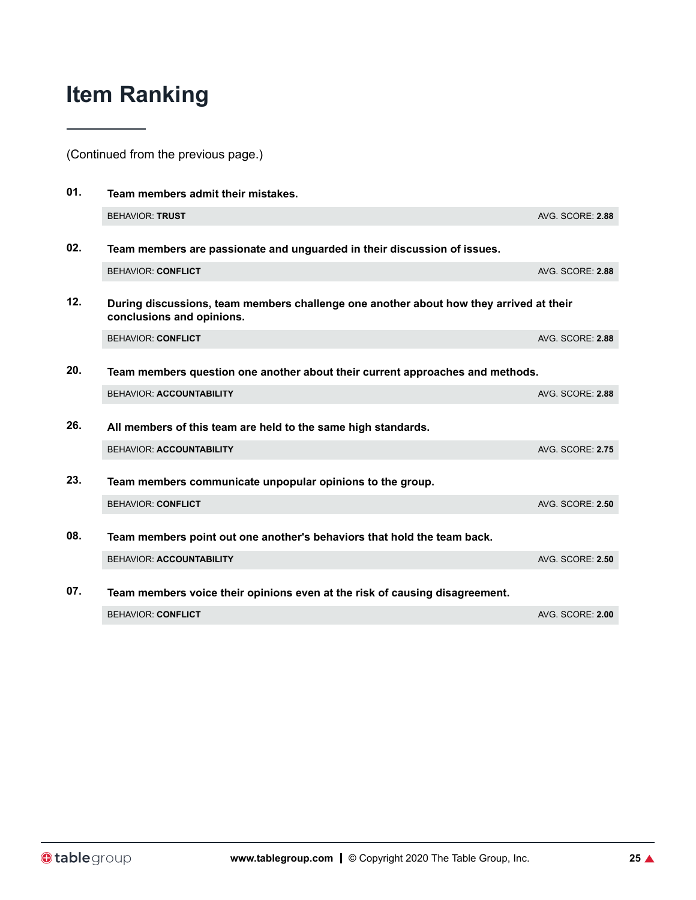# Item Ranking

(Continued from the previous page.)

**01.** **Team members admit their mistakes.**

BEHAVIOR: **TRUST** — AVG. SCORE: **2.88**

**02.** **Team members are passionate and unguarded in their discussion of issues.**

BEHAVIOR: **CONFLICT** — AVG. SCORE: **2.88**

**12.** **During discussions, team members challenge one another about how they arrived at their conclusions and opinions.**

BEHAVIOR: **CONFLICT** — AVG. SCORE: **2.88**

**20.** **Team members question one another about their current approaches and methods.**

BEHAVIOR: **ACCOUNTABILITY** — AVG. SCORE: **2.88**

**26.** **All members of this team are held to the same high standards.**

BEHAVIOR: **ACCOUNTABILITY** — AVG. SCORE: **2.75**

**23.** **Team members communicate unpopular opinions to the group.**

BEHAVIOR: **CONFLICT** — AVG. SCORE: **2.50**

**08.** **Team members point out one another's behaviors that hold the team back.**

BEHAVIOR: **ACCOUNTABILITY** — AVG. SCORE: **2.50**

**07.** **Team members voice their opinions even at the risk of causing disagreement.**

BEHAVIOR: **CONFLICT** — AVG. SCORE: **2.00**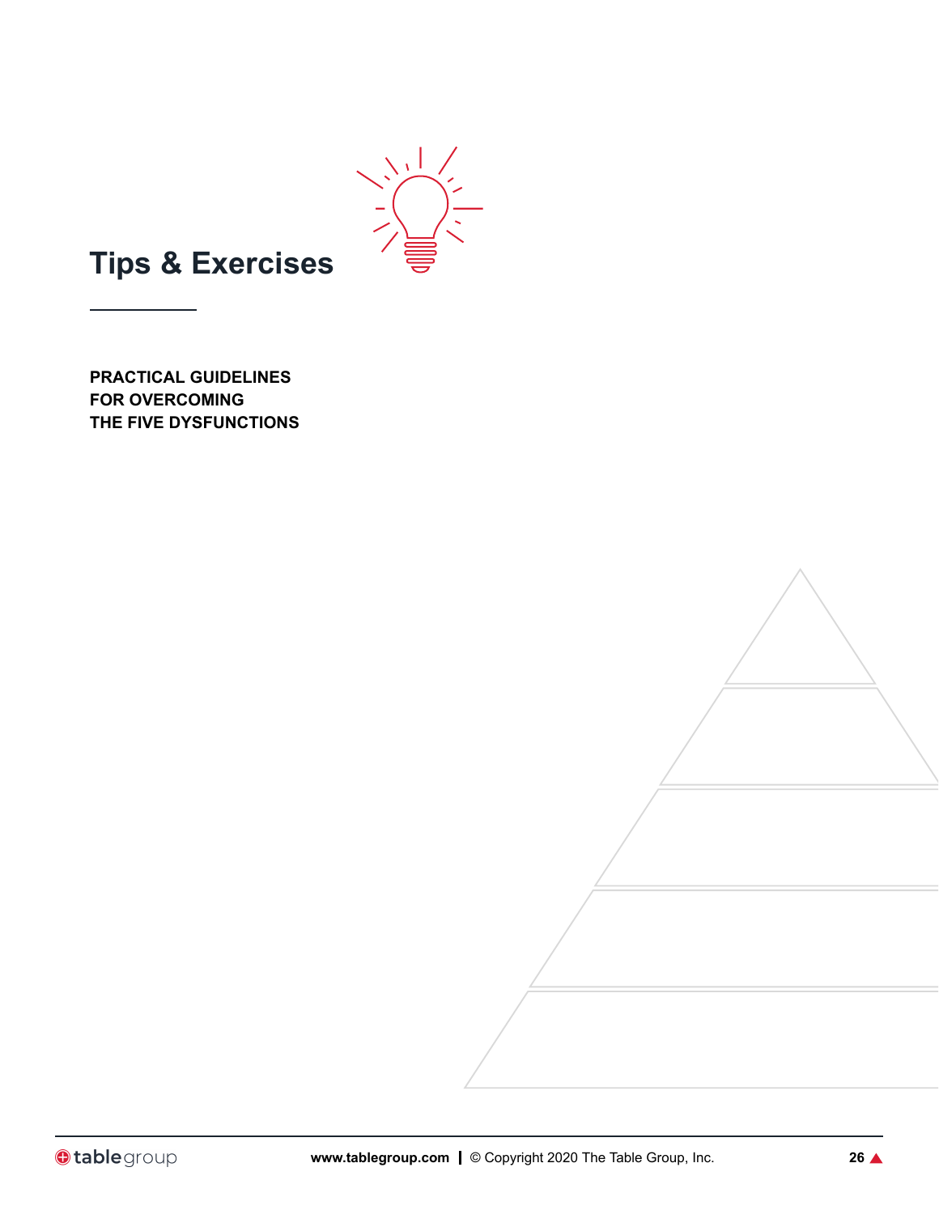# Tips & Exercises

**PRACTICAL GUIDELINES FOR OVERCOMING THE FIVE DYSFUNCTIONS**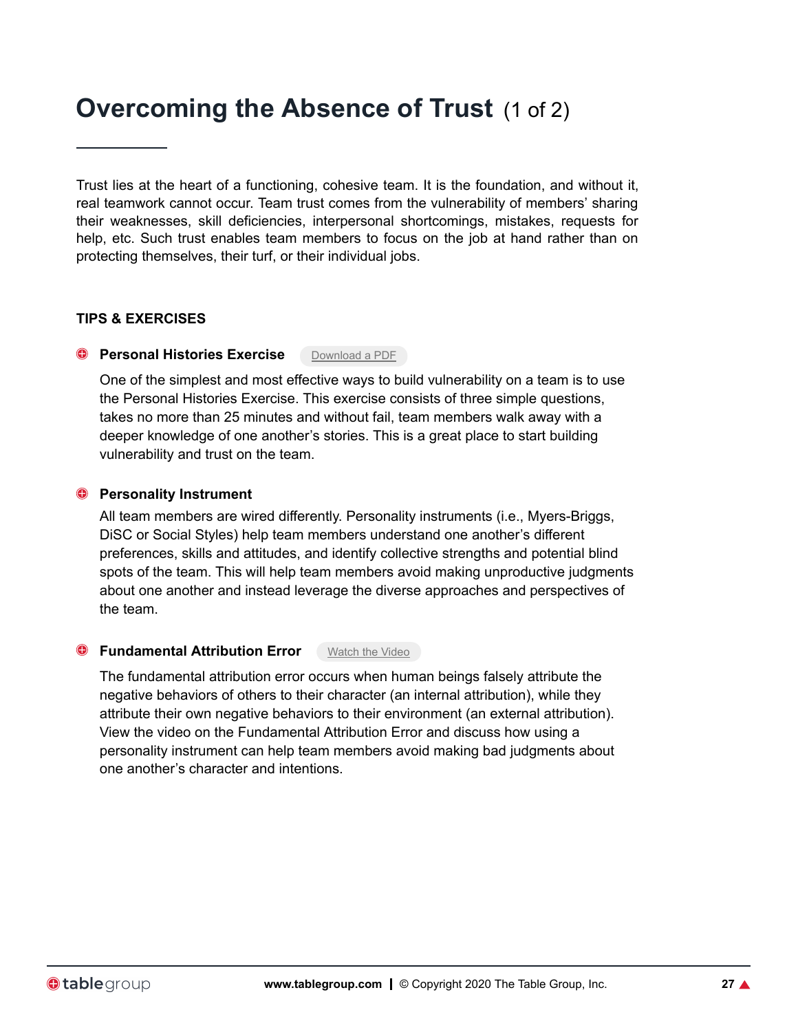# Overcoming the Absence of Trust (1 of 2)

Trust lies at the heart of a functioning, cohesive team. It is the foundation, and without it, real teamwork cannot occur. Team trust comes from the vulnerability of members' sharing their weaknesses, skill deficiencies, interpersonal shortcomings, mistakes, requests for help, etc. Such trust enables team members to focus on the job at hand rather than on protecting themselves, their turf, or their individual jobs.

## TIPS & EXERCISES

### Personal Histories Exercise

Download a PDF

One of the simplest and most effective ways to build vulnerability on a team is to use the Personal Histories Exercise. This exercise consists of three simple questions, takes no more than 25 minutes and without fail, team members walk away with a deeper knowledge of one another's stories. This is a great place to start building vulnerability and trust on the team.

### Personality Instrument

All team members are wired differently. Personality instruments (i.e., Myers-Briggs, DiSC or Social Styles) help team members understand one another's different preferences, skills and attitudes, and identify collective strengths and potential blind spots of the team. This will help team members avoid making unproductive judgments about one another and instead leverage the diverse approaches and perspectives of the team.

### Fundamental Attribution Error

Watch the Video

The fundamental attribution error occurs when human beings falsely attribute the negative behaviors of others to their character (an internal attribution), while they attribute their own negative behaviors to their environment (an external attribution). View the video on the Fundamental Attribution Error and discuss how using a personality instrument can help team members avoid making bad judgments about one another's character and intentions.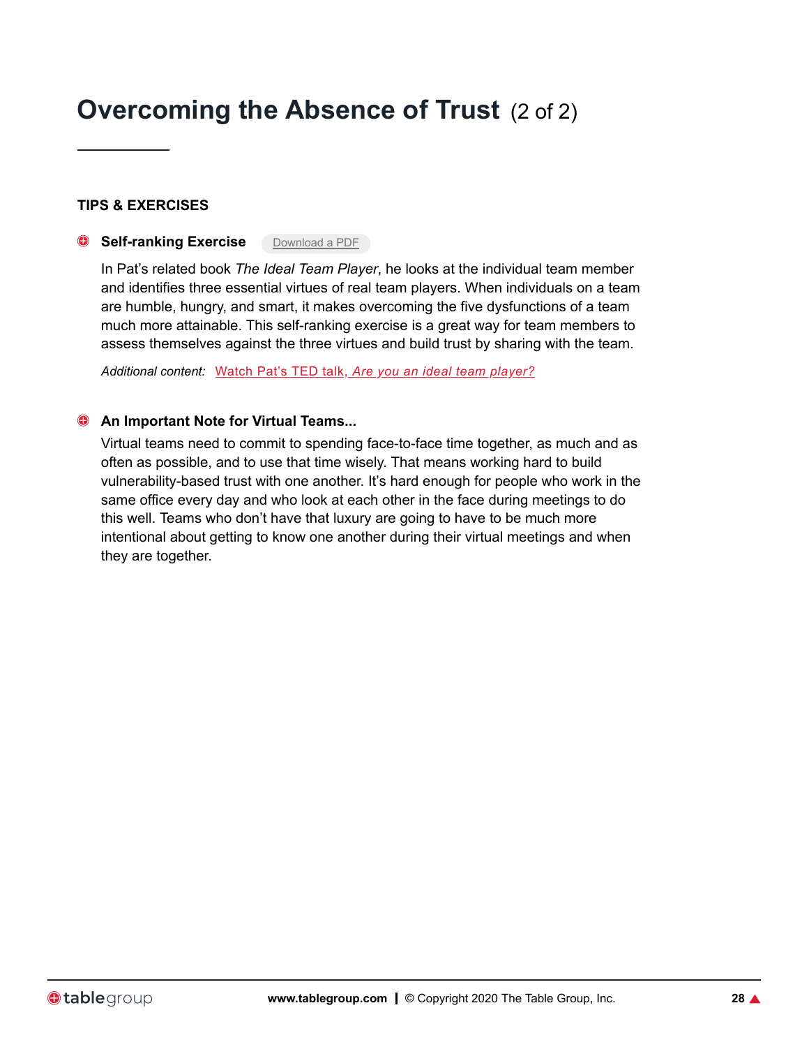# Overcoming the Absence of Trust (2 of 2)

## TIPS & EXERCISES

### Self-ranking Exercise

Download a PDF

In Pat's related book *The Ideal Team Player*, he looks at the individual team member and identifies three essential virtues of real team players. When individuals on a team are humble, hungry, and smart, it makes overcoming the five dysfunctions of a team much more attainable. This self-ranking exercise is a great way for team members to assess themselves against the three virtues and build trust by sharing with the team.

*Additional content:* Watch Pat's TED talk, *Are you an ideal team player?*

### An Important Note for Virtual Teams...

Virtual teams need to commit to spending face-to-face time together, as much and as often as possible, and to use that time wisely. That means working hard to build vulnerability-based trust with one another. It's hard enough for people who work in the same office every day and who look at each other in the face during meetings to do this well. Teams who don't have that luxury are going to have to be much more intentional about getting to know one another during their virtual meetings and when they are together.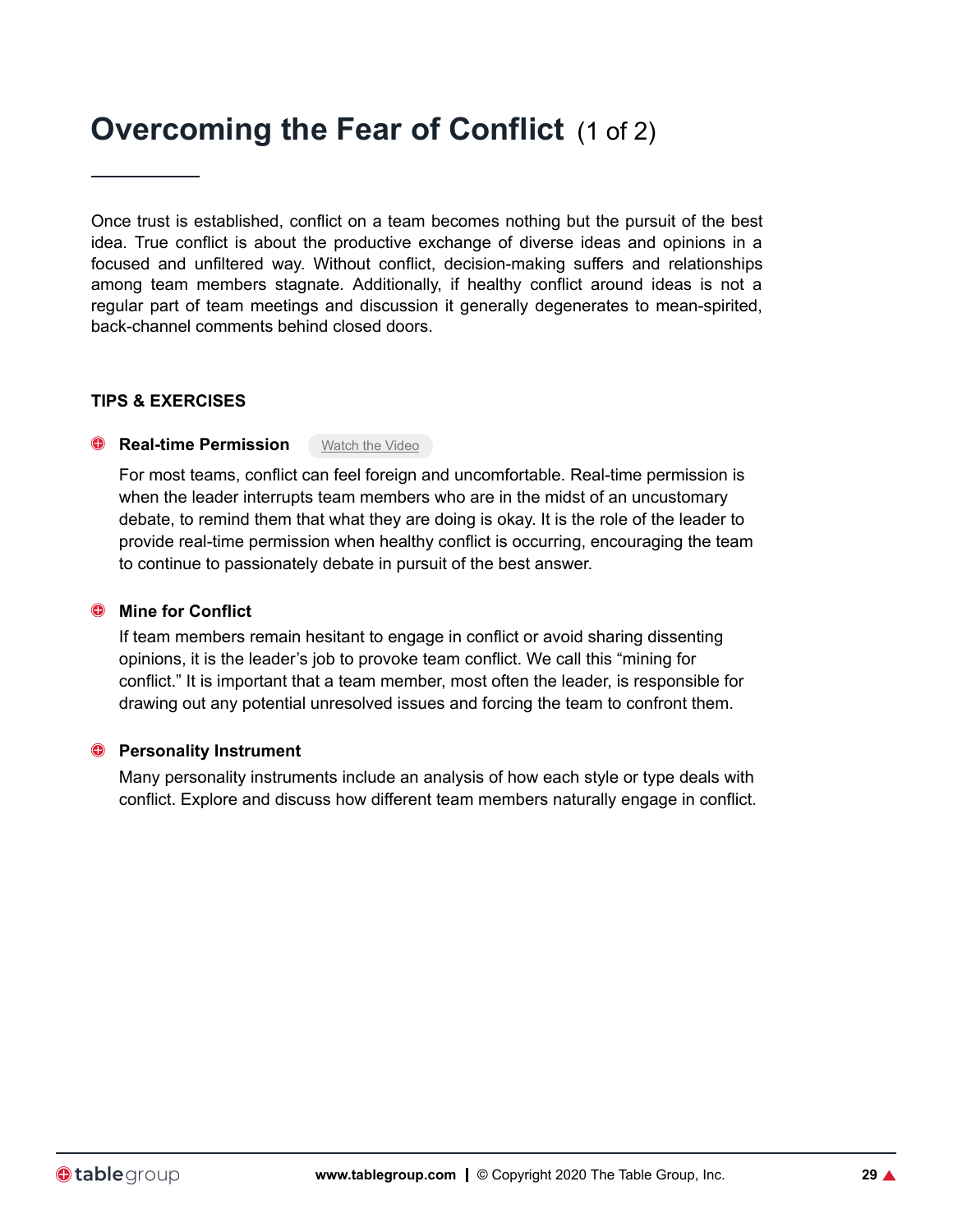# Overcoming the Fear of Conflict (1 of 2)

Once trust is established, conflict on a team becomes nothing but the pursuit of the best idea. True conflict is about the productive exchange of diverse ideas and opinions in a focused and unfiltered way. Without conflict, decision-making suffers and relationships among team members stagnate. Additionally, if healthy conflict around ideas is not a regular part of team meetings and discussion it generally degenerates to mean-spirited, back-channel comments behind closed doors.

## TIPS & EXERCISES

### Real-time Permission

Watch the Video

For most teams, conflict can feel foreign and uncomfortable. Real-time permission is when the leader interrupts team members who are in the midst of an uncustomary debate, to remind them that what they are doing is okay. It is the role of the leader to provide real-time permission when healthy conflict is occurring, encouraging the team to continue to passionately debate in pursuit of the best answer.

### Mine for Conflict

If team members remain hesitant to engage in conflict or avoid sharing dissenting opinions, it is the leader's job to provoke team conflict. We call this "mining for conflict." It is important that a team member, most often the leader, is responsible for drawing out any potential unresolved issues and forcing the team to confront them.

### Personality Instrument

Many personality instruments include an analysis of how each style or type deals with conflict. Explore and discuss how different team members naturally engage in conflict.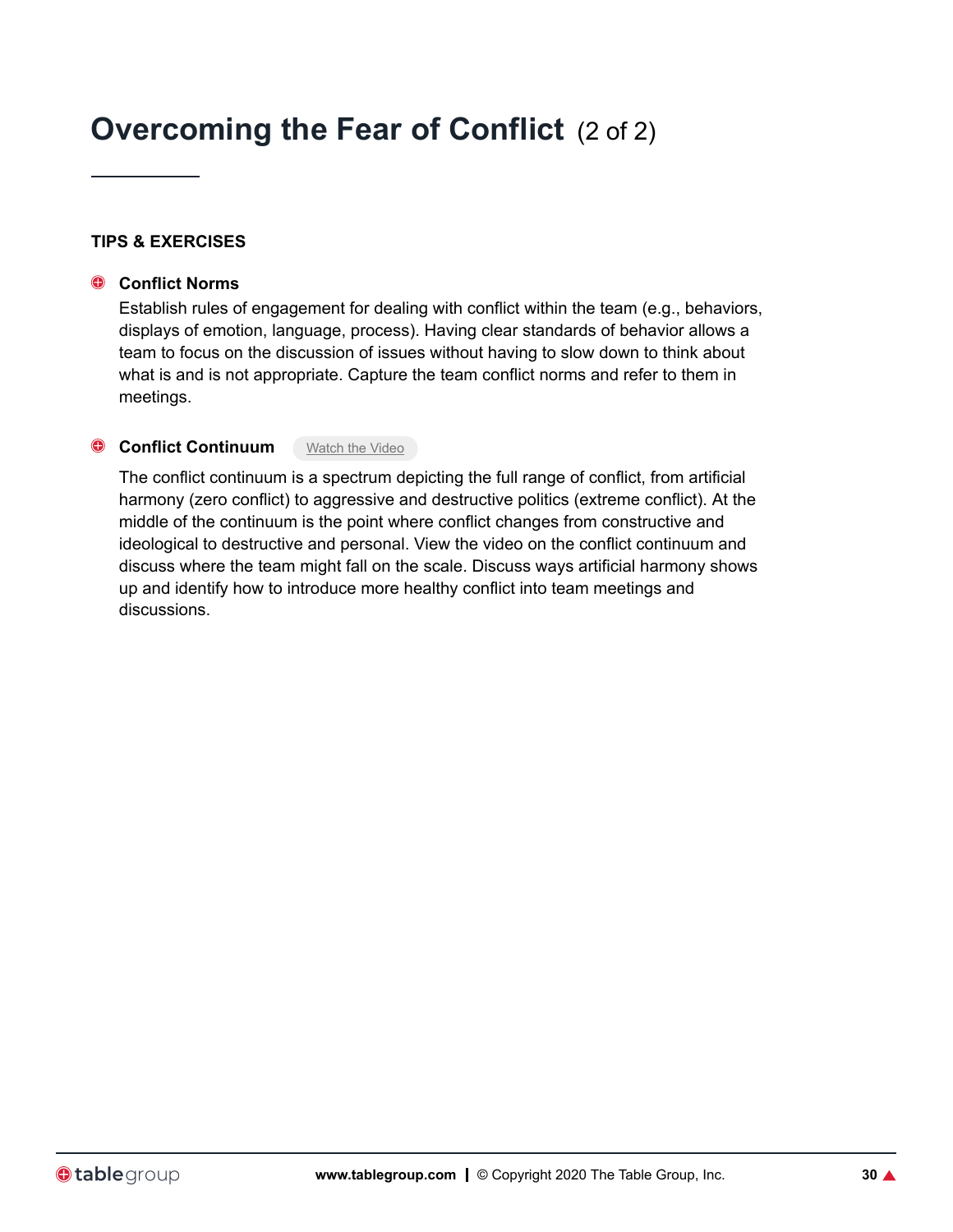# Overcoming the Fear of Conflict (2 of 2)

**TIPS & EXERCISES**

### Conflict Norms

Establish rules of engagement for dealing with conflict within the team (e.g., behaviors, displays of emotion, language, process). Having clear standards of behavior allows a team to focus on the discussion of issues without having to slow down to think about what is and is not appropriate. Capture the team conflict norms and refer to them in meetings.

### Conflict Continuum

Watch the Video

The conflict continuum is a spectrum depicting the full range of conflict, from artificial harmony (zero conflict) to aggressive and destructive politics (extreme conflict). At the middle of the continuum is the point where conflict changes from constructive and ideological to destructive and personal. View the video on the conflict continuum and discuss where the team might fall on the scale. Discuss ways artificial harmony shows up and identify how to introduce more healthy conflict into team meetings and discussions.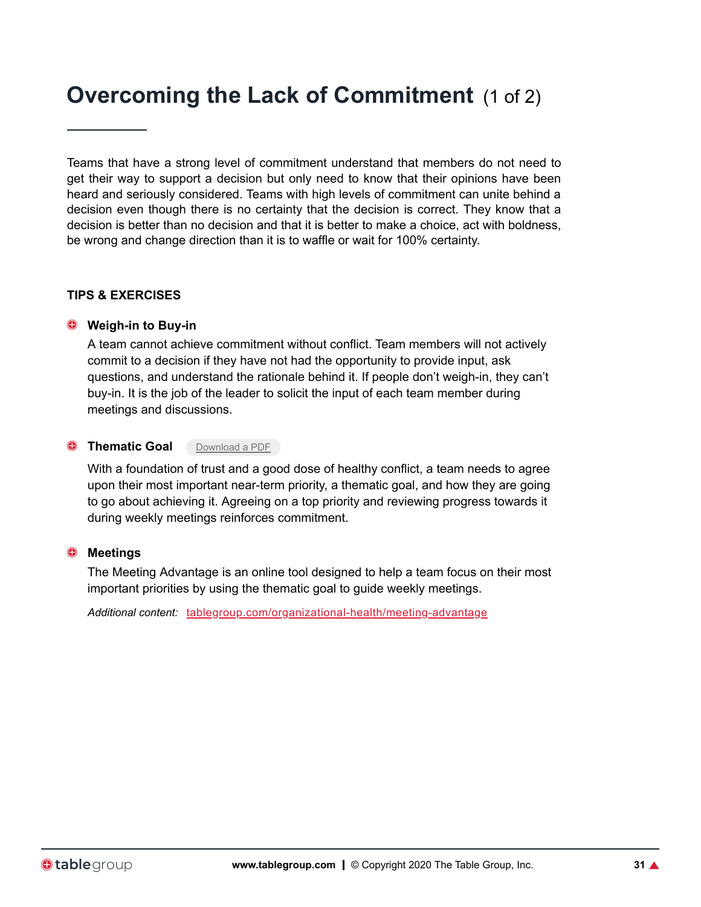# Overcoming the Lack of Commitment (1 of 2)

Teams that have a strong level of commitment understand that members do not need to get their way to support a decision but only need to know that their opinions have been heard and seriously considered. Teams with high levels of commitment can unite behind a decision even though there is no certainty that the decision is correct. They know that a decision is better than no decision and that it is better to make a choice, act with boldness, be wrong and change direction than it is to waffle or wait for 100% certainty.

## TIPS & EXERCISES

### Weigh-in to Buy-in

A team cannot achieve commitment without conflict. Team members will not actively commit to a decision if they have not had the opportunity to provide input, ask questions, and understand the rationale behind it. If people don't weigh-in, they can't buy-in. It is the job of the leader to solicit the input of each team member during meetings and discussions.

### Thematic Goal

Download a PDF

With a foundation of trust and a good dose of healthy conflict, a team needs to agree upon their most important near-term priority, a thematic goal, and how they are going to go about achieving it. Agreeing on a top priority and reviewing progress towards it during weekly meetings reinforces commitment.

### Meetings

The Meeting Advantage is an online tool designed to help a team focus on their most important priorities by using the thematic goal to guide weekly meetings.

*Additional content:* tablegroup.com/organizational-health/meeting-advantage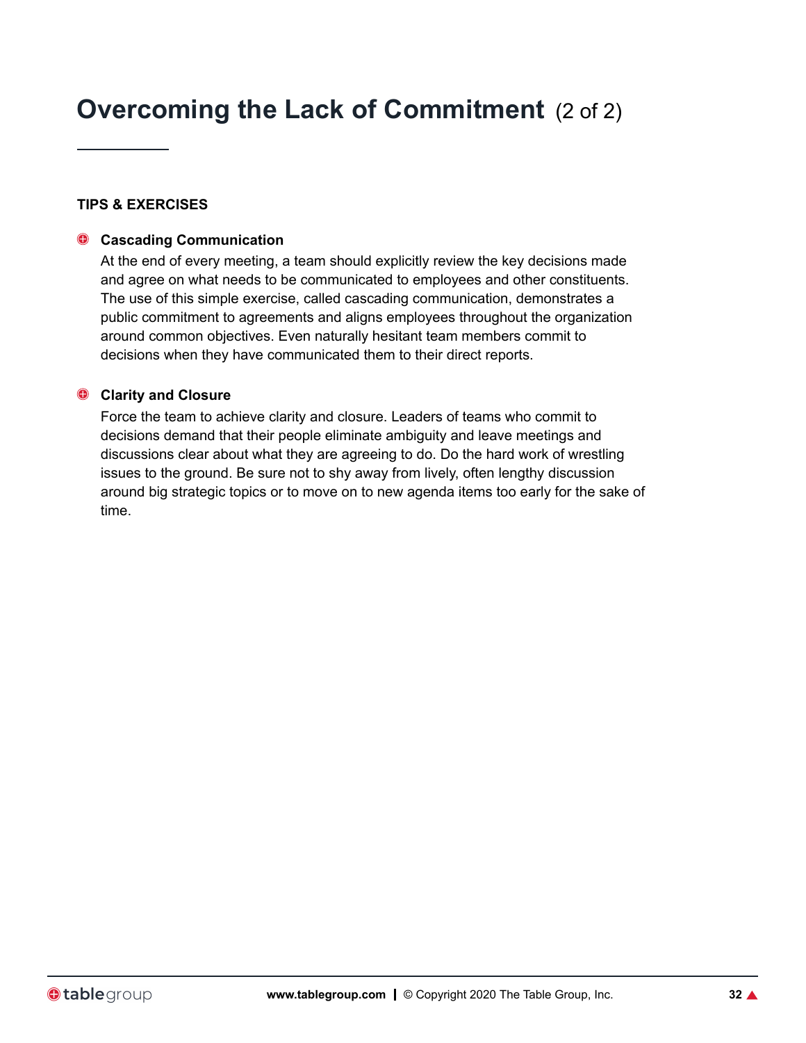# Overcoming the Lack of Commitment (2 of 2)

**TIPS & EXERCISES**

- **Cascading Communication**
  At the end of every meeting, a team should explicitly review the key decisions made and agree on what needs to be communicated to employees and other constituents. The use of this simple exercise, called cascading communication, demonstrates a public commitment to agreements and aligns employees throughout the organization around common objectives. Even naturally hesitant team members commit to decisions when they have communicated them to their direct reports.

- **Clarity and Closure**
  Force the team to achieve clarity and closure. Leaders of teams who commit to decisions demand that their people eliminate ambiguity and leave meetings and discussions clear about what they are agreeing to do. Do the hard work of wrestling issues to the ground. Be sure not to shy away from lively, often lengthy discussion around big strategic topics or to move on to new agenda items too early for the sake of time.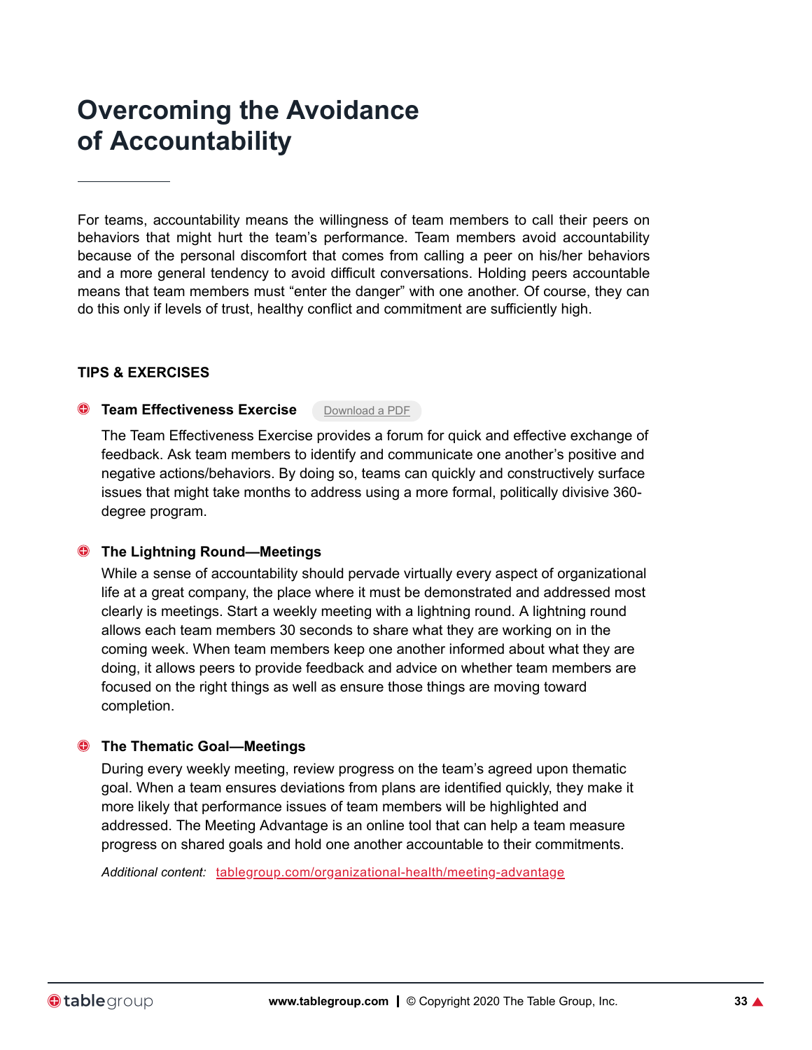# Overcoming the Avoidance of Accountability

For teams, accountability means the willingness of team members to call their peers on behaviors that might hurt the team's performance. Team members avoid accountability because of the personal discomfort that comes from calling a peer on his/her behaviors and a more general tendency to avoid difficult conversations. Holding peers accountable means that team members must "enter the danger" with one another. Of course, they can do this only if levels of trust, healthy conflict and commitment are sufficiently high.

## TIPS & EXERCISES

### Team Effectiveness Exercise

Download a PDF

The Team Effectiveness Exercise provides a forum for quick and effective exchange of feedback. Ask team members to identify and communicate one another's positive and negative actions/behaviors. By doing so, teams can quickly and constructively surface issues that might take months to address using a more formal, politically divisive 360-degree program.

### The Lightning Round—Meetings

While a sense of accountability should pervade virtually every aspect of organizational life at a great company, the place where it must be demonstrated and addressed most clearly is meetings. Start a weekly meeting with a lightning round. A lightning round allows each team members 30 seconds to share what they are working on in the coming week. When team members keep one another informed about what they are doing, it allows peers to provide feedback and advice on whether team members are focused on the right things as well as ensure those things are moving toward completion.

### The Thematic Goal—Meetings

During every weekly meeting, review progress on the team's agreed upon thematic goal. When a team ensures deviations from plans are identified quickly, they make it more likely that performance issues of team members will be highlighted and addressed. The Meeting Advantage is an online tool that can help a team measure progress on shared goals and hold one another accountable to their commitments.

*Additional content:* tablegroup.com/organizational-health/meeting-advantage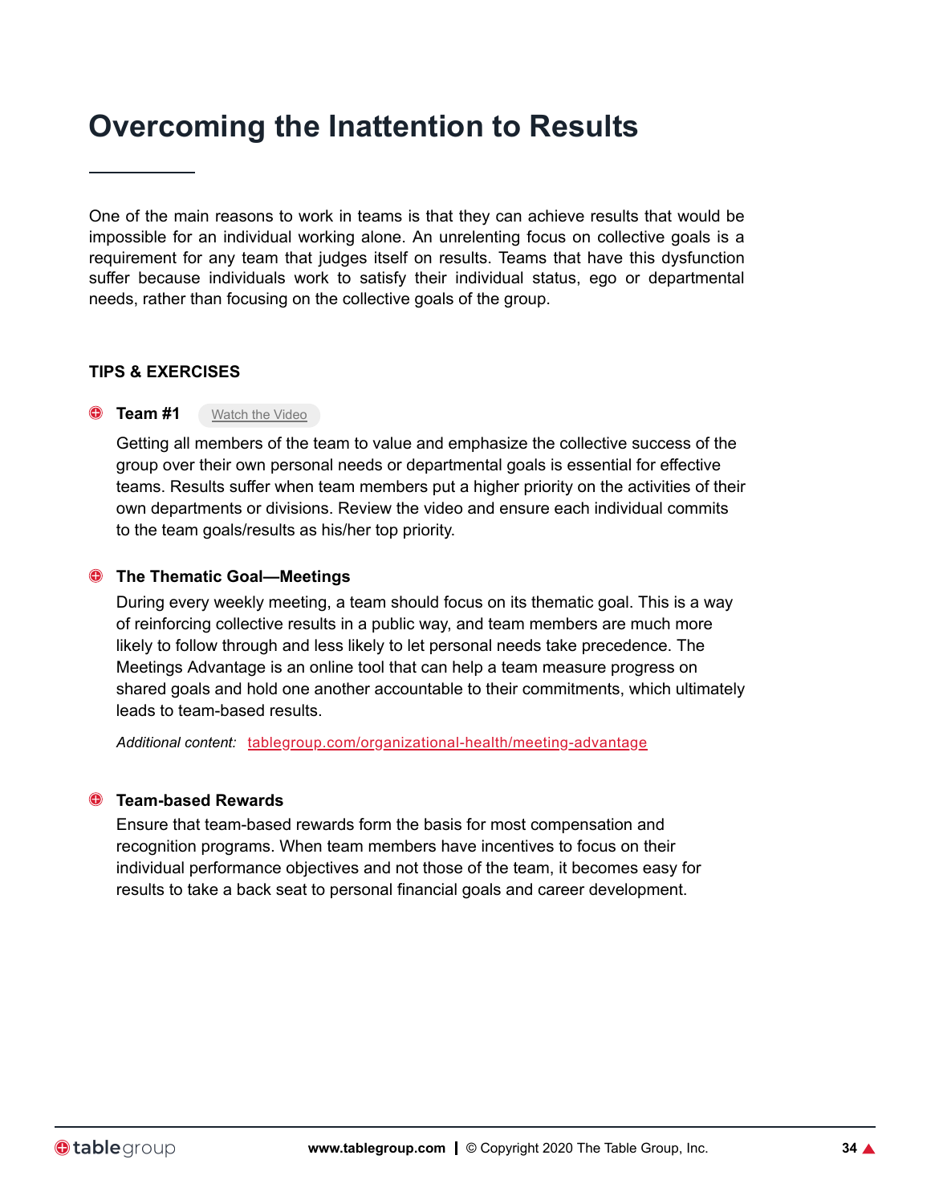# Overcoming the Inattention to Results

One of the main reasons to work in teams is that they can achieve results that would be impossible for an individual working alone. An unrelenting focus on collective goals is a requirement for any team that judges itself on results. Teams that have this dysfunction suffer because individuals work to satisfy their individual status, ego or departmental needs, rather than focusing on the collective goals of the group.

**TIPS & EXERCISES**

**Team #1** Watch the Video

Getting all members of the team to value and emphasize the collective success of the group over their own personal needs or departmental goals is essential for effective teams. Results suffer when team members put a higher priority on the activities of their own departments or divisions. Review the video and ensure each individual commits to the team goals/results as his/her top priority.

**The Thematic Goal—Meetings**

During every weekly meeting, a team should focus on its thematic goal. This is a way of reinforcing collective results in a public way, and team members are much more likely to follow through and less likely to let personal needs take precedence. The Meetings Advantage is an online tool that can help a team measure progress on shared goals and hold one another accountable to their commitments, which ultimately leads to team-based results.

*Additional content:* tablegroup.com/organizational-health/meeting-advantage

**Team-based Rewards**

Ensure that team-based rewards form the basis for most compensation and recognition programs. When team members have incentives to focus on their individual performance objectives and not those of the team, it becomes easy for results to take a back seat to personal financial goals and career development.